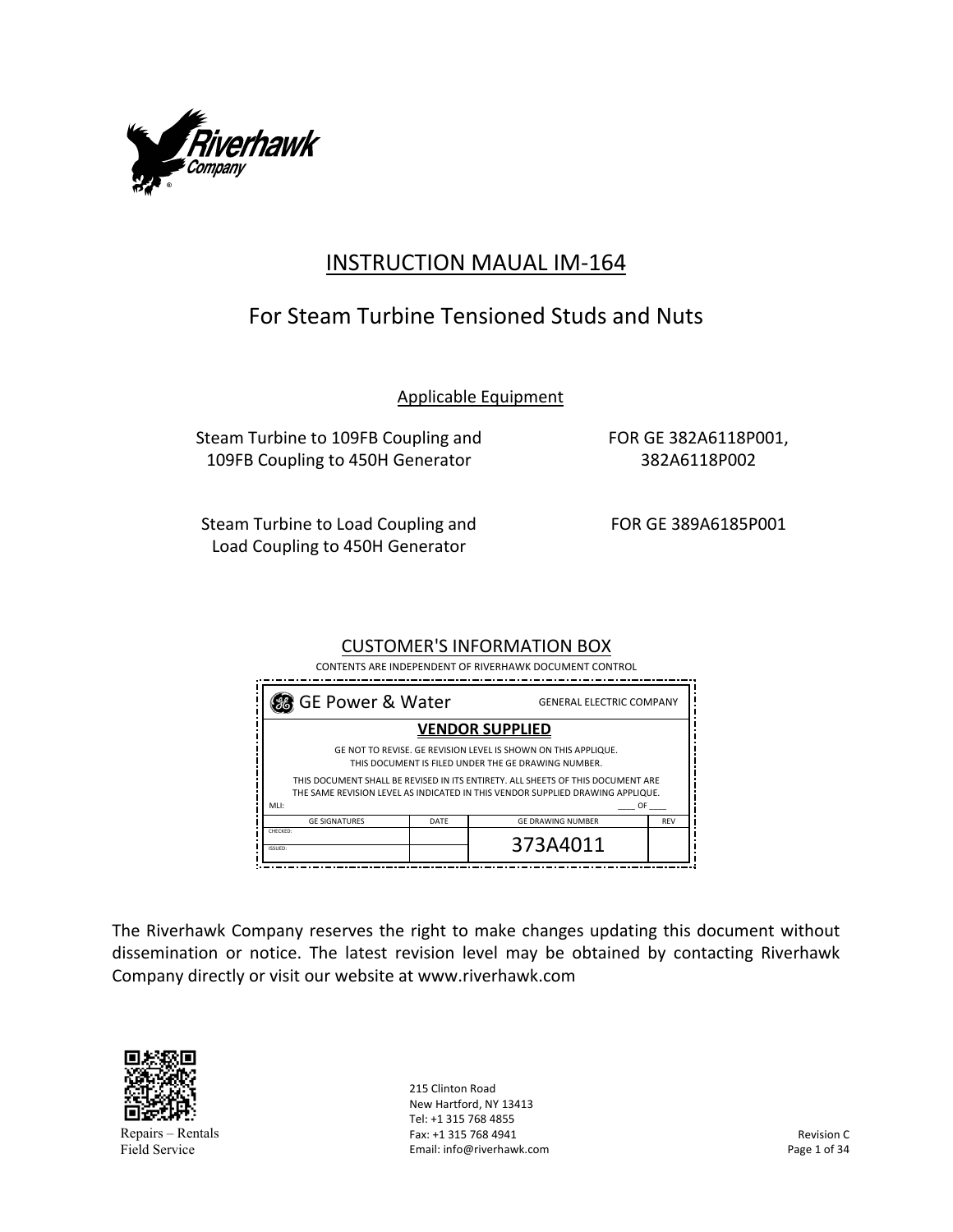Riverhawk Company

# INSTRUCTION MAUAL IM-164

## For Steam Turbine Tensioned Studs and Nuts

Applicable Equipment

| | |
|---|---|
| Steam Turbine to 109FB Coupling and 109FB Coupling to 450H Generator | FOR GE 382A6118P001, 382A6118P002 |
| Steam Turbine to Load Coupling and Load Coupling to 450H Generator | FOR GE 389A6185P001 |

CUSTOMER'S INFORMATION BOX

CONTENTS ARE INDEPENDENT OF RIVERHAWK DOCUMENT CONTROL

| GE Power & Water | | GENERAL ELECTRIC COMPANY | |
|---|---|---|---|
| **VENDOR SUPPLIED** | | | |
| GE NOT TO REVISE. GE REVISION LEVEL IS SHOWN ON THIS APPLIQUE. THIS DOCUMENT IS FILED UNDER THE GE DRAWING NUMBER. THIS DOCUMENT SHALL BE REVISED IN ITS ENTIRETY. ALL SHEETS OF THIS DOCUMENT ARE THE SAME REVISION LEVEL AS INDICATED IN THIS VENDOR SUPPLIED DRAWING APPLIQUE. | | | |
| MLI: | | ____ OF ____ | |
| GE SIGNATURES | DATE | GE DRAWING NUMBER | REV |
| CHECKED: | | 373A4011 | |
| ISSUED: | | | |

The Riverhawk Company reserves the right to make changes updating this document without dissemination or notice. The latest revision level may be obtained by contacting Riverhawk Company directly or visit our website at www.riverhawk.com

Repairs – Rentals
Field Service

215 Clinton Road
New Hartford, NY 13413
Tel: +1 315 768 4855
Fax: +1 315 768 4941
Email: info@riverhawk.com

Revision C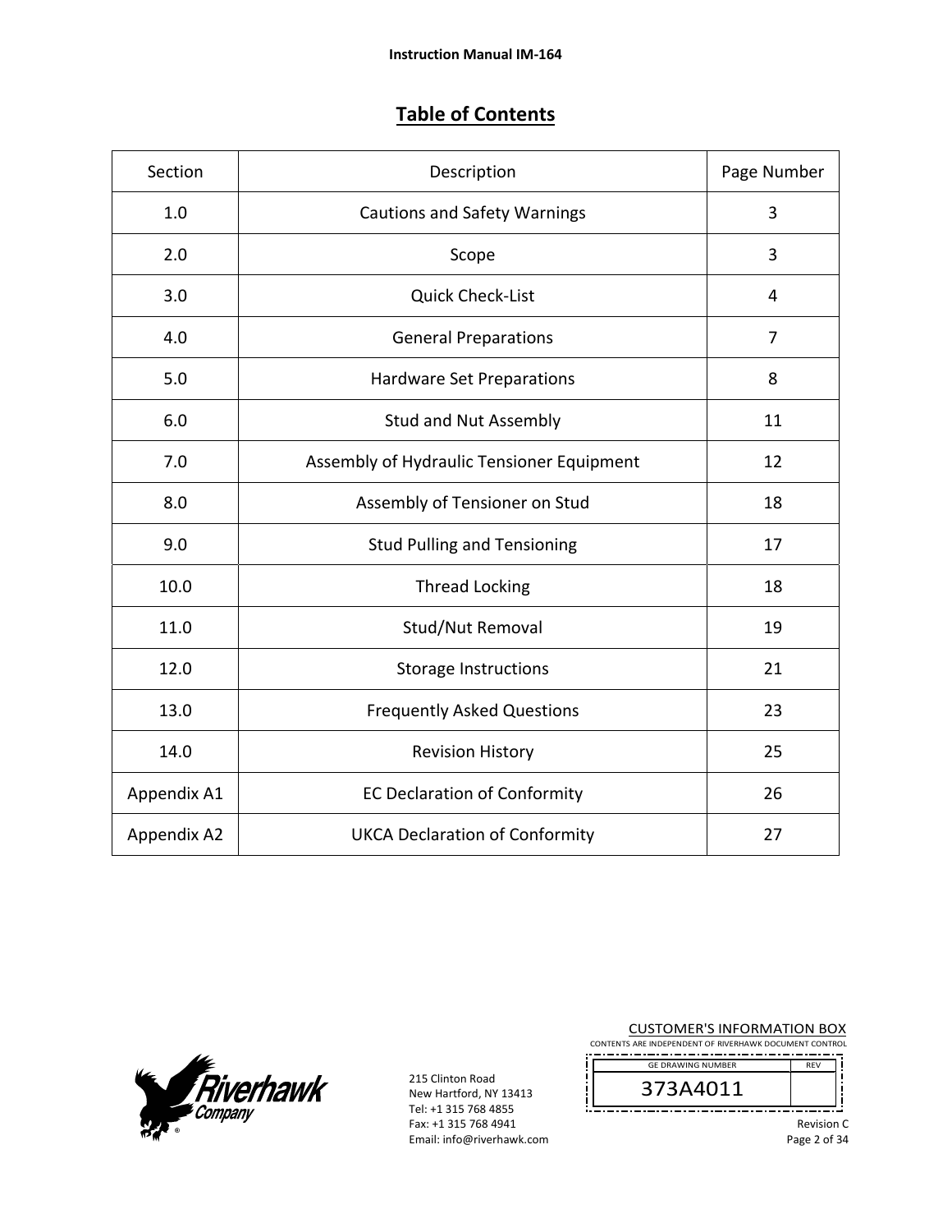# Table of Contents

| Section | Description | Page Number |
|---|---|---|
| 1.0 | Cautions and Safety Warnings | 3 |
| 2.0 | Scope | 3 |
| 3.0 | Quick Check-List | 4 |
| 4.0 | General Preparations | 7 |
| 5.0 | Hardware Set Preparations | 8 |
| 6.0 | Stud and Nut Assembly | 11 |
| 7.0 | Assembly of Hydraulic Tensioner Equipment | 12 |
| 8.0 | Assembly of Tensioner on Stud | 18 |
| 9.0 | Stud Pulling and Tensioning | 17 |
| 10.0 | Thread Locking | 18 |
| 11.0 | Stud/Nut Removal | 19 |
| 12.0 | Storage Instructions | 21 |
| 13.0 | Frequently Asked Questions | 23 |
| 14.0 | Revision History | 25 |
| Appendix A1 | EC Declaration of Conformity | 26 |
| Appendix A2 | UKCA Declaration of Conformity | 27 |

215 Clinton Road
New Hartford, NY 13413
Tel: +1 315 768 4855
Fax: +1 315 768 4941
Email: info@riverhawk.com

CUSTOMER'S INFORMATION BOX
CONTENTS ARE INDEPENDENT OF RIVERHAWK DOCUMENT CONTROL

| GE DRAWING NUMBER | REV |
|---|---|
| 373A4011 | |

Revision C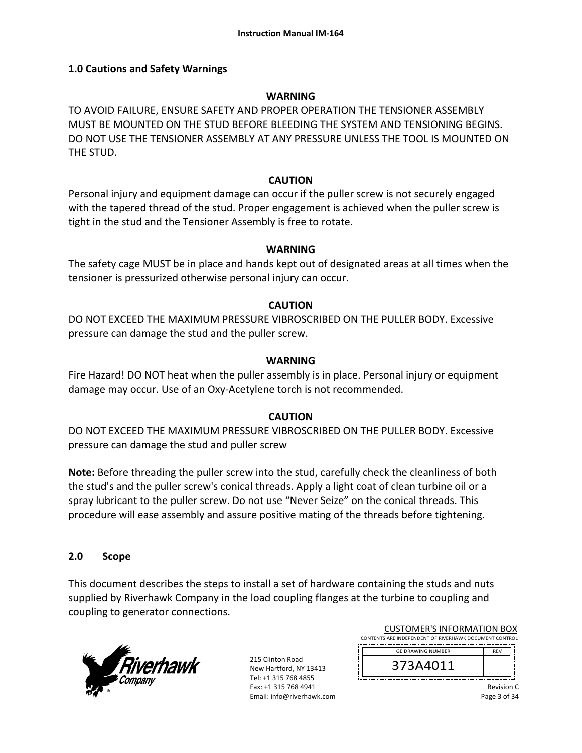## 1.0 Cautions and Safety Warnings

**WARNING**

TO AVOID FAILURE, ENSURE SAFETY AND PROPER OPERATION THE TENSIONER ASSEMBLY MUST BE MOUNTED ON THE STUD BEFORE BLEEDING THE SYSTEM AND TENSIONING BEGINS. DO NOT USE THE TENSIONER ASSEMBLY AT ANY PRESSURE UNLESS THE TOOL IS MOUNTED ON THE STUD.

**CAUTION**

Personal injury and equipment damage can occur if the puller screw is not securely engaged with the tapered thread of the stud. Proper engagement is achieved when the puller screw is tight in the stud and the Tensioner Assembly is free to rotate.

**WARNING**

The safety cage MUST be in place and hands kept out of designated areas at all times when the tensioner is pressurized otherwise personal injury can occur.

**CAUTION**

DO NOT EXCEED THE MAXIMUM PRESSURE VIBROSCRIBED ON THE PULLER BODY. Excessive pressure can damage the stud and the puller screw.

**WARNING**

Fire Hazard! DO NOT heat when the puller assembly is in place. Personal injury or equipment damage may occur. Use of an Oxy-Acetylene torch is not recommended.

**CAUTION**

DO NOT EXCEED THE MAXIMUM PRESSURE VIBROSCRIBED ON THE PULLER BODY. Excessive pressure can damage the stud and puller screw

**Note:** Before threading the puller screw into the stud, carefully check the cleanliness of both the stud's and the puller screw's conical threads. Apply a light coat of clean turbine oil or a spray lubricant to the puller screw. Do not use “Never Seize” on the conical threads. This procedure will ease assembly and assure positive mating of the threads before tightening.

## 2.0 Scope

This document describes the steps to install a set of hardware containing the studs and nuts supplied by Riverhawk Company in the load coupling flanges at the turbine to coupling and coupling to generator connections.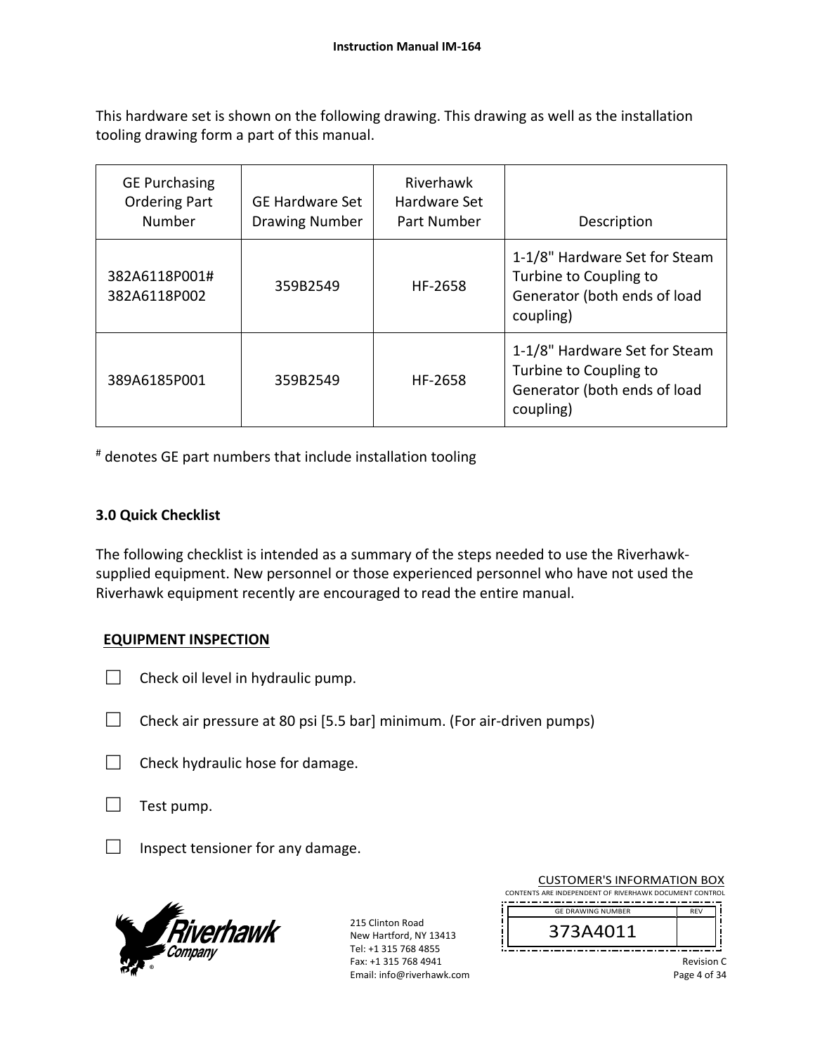This hardware set is shown on the following drawing. This drawing as well as the installation tooling drawing form a part of this manual.

| GE Purchasing Ordering Part Number | GE Hardware Set Drawing Number | Riverhawk Hardware Set Part Number | Description |
|---|---|---|---|
| 382A6118P001#<br>382A6118P002 | 359B2549 | HF-2658 | 1-1/8" Hardware Set for Steam Turbine to Coupling to Generator (both ends of load coupling) |
| 389A6185P001 | 359B2549 | HF-2658 | 1-1/8" Hardware Set for Steam Turbine to Coupling to Generator (both ends of load coupling) |

[#] denotes GE part numbers that include installation tooling

### 3.0 Quick Checklist

The following checklist is intended as a summary of the steps needed to use the Riverhawk-supplied equipment. New personnel or those experienced personnel who have not used the Riverhawk equipment recently are encouraged to read the entire manual.

**EQUIPMENT INSPECTION**

- ☐ Check oil level in hydraulic pump.
- ☐ Check air pressure at 80 psi [5.5 bar] minimum. (For air-driven pumps)
- ☐ Check hydraulic hose for damage.
- ☐ Test pump.
- ☐ Inspect tensioner for any damage.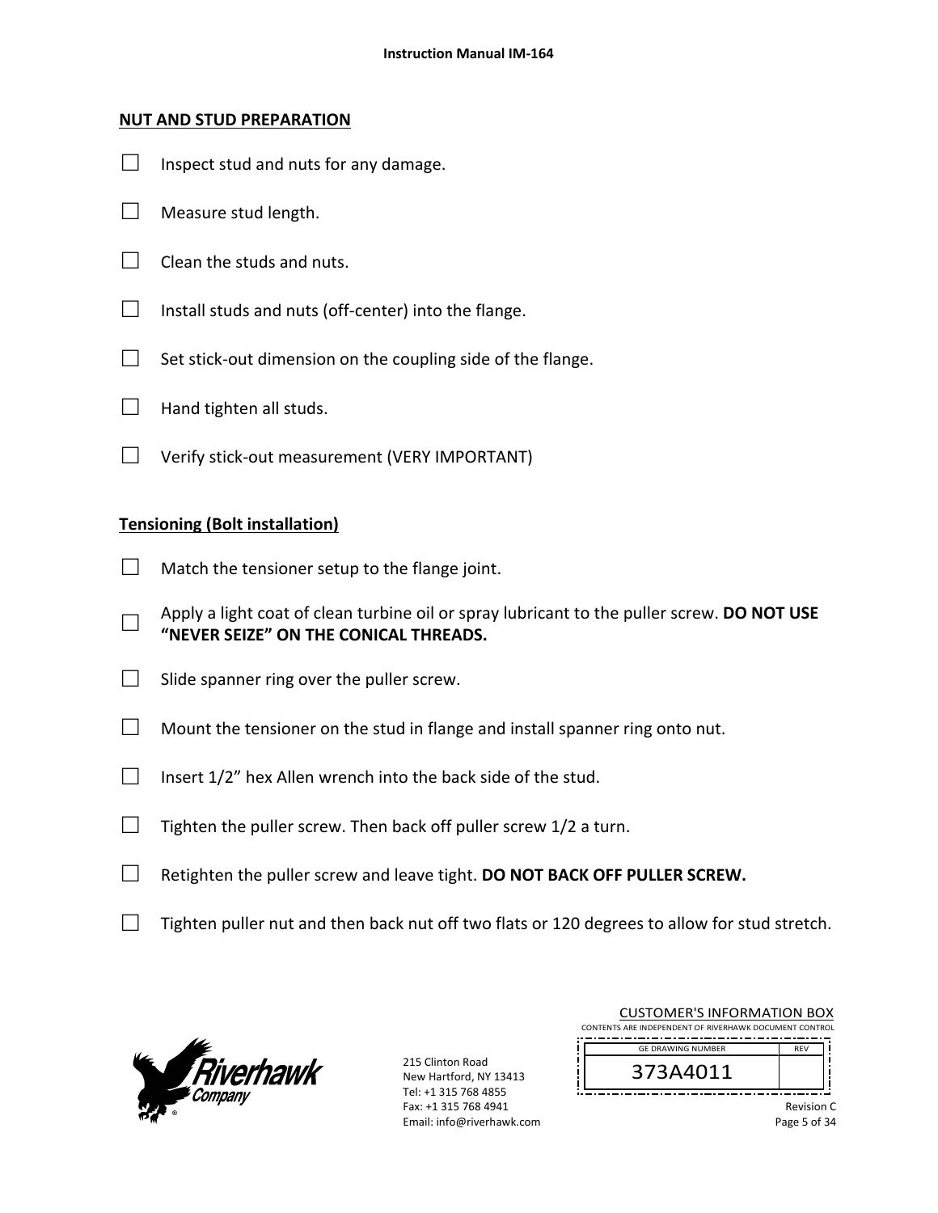## NUT AND STUD PREPARATION

- ☐ Inspect stud and nuts for any damage.
- ☐ Measure stud length.
- ☐ Clean the studs and nuts.
- ☐ Install studs and nuts (off-center) into the flange.
- ☐ Set stick-out dimension on the coupling side of the flange.
- ☐ Hand tighten all studs.
- ☐ Verify stick-out measurement (VERY IMPORTANT)

## Tensioning (Bolt installation)

- ☐ Match the tensioner setup to the flange joint.
- ☐ Apply a light coat of clean turbine oil or spray lubricant to the puller screw. **DO NOT USE "NEVER SEIZE" ON THE CONICAL THREADS.**
- ☐ Slide spanner ring over the puller screw.
- ☐ Mount the tensioner on the stud in flange and install spanner ring onto nut.
- ☐ Insert 1/2" hex Allen wrench into the back side of the stud.
- ☐ Tighten the puller screw. Then back off puller screw 1/2 a turn.
- ☐ Retighten the puller screw and leave tight. **DO NOT BACK OFF PULLER SCREW.**
- ☐ Tighten puller nut and then back nut off two flats or 120 degrees to allow for stud stretch.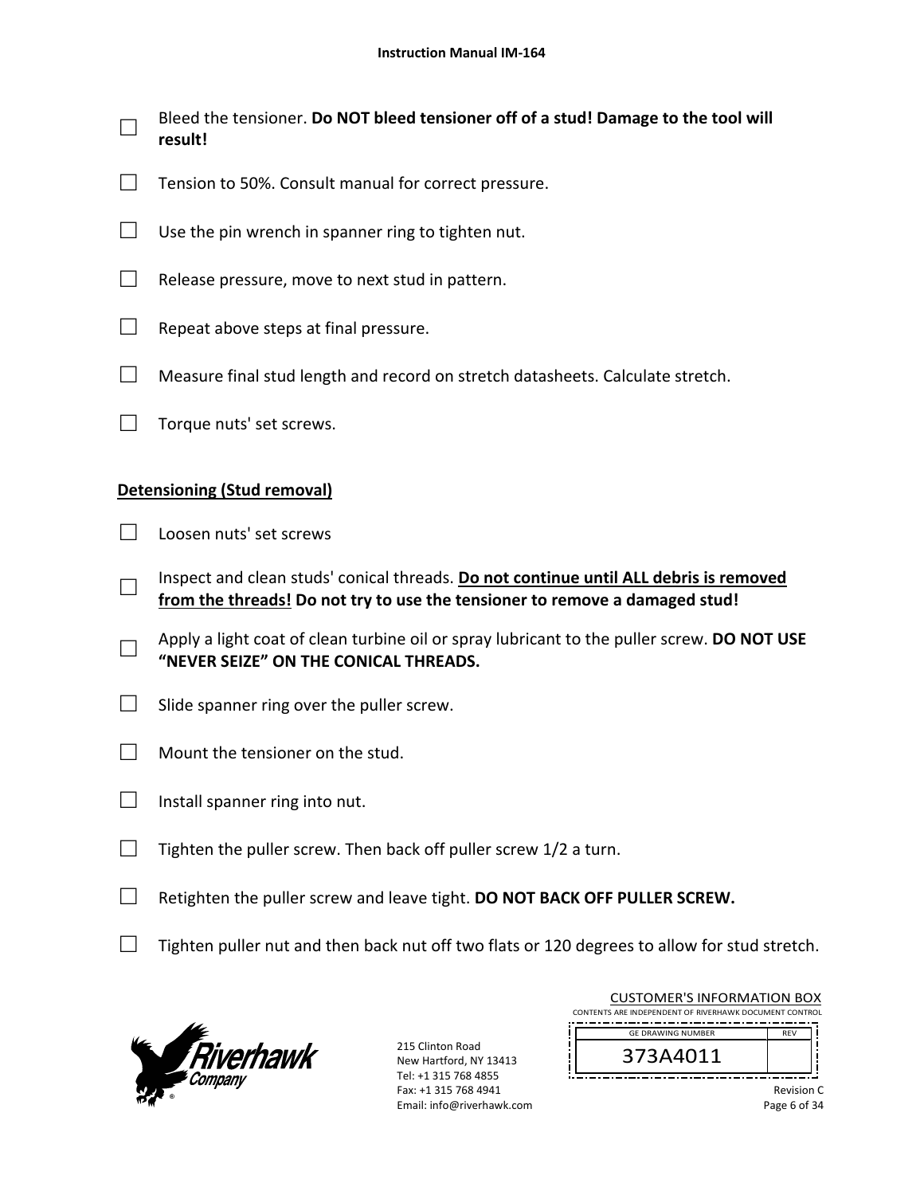- ☐ Bleed the tensioner. **Do NOT bleed tensioner off of a stud! Damage to the tool will result!**
- ☐ Tension to 50%. Consult manual for correct pressure.
- ☐ Use the pin wrench in spanner ring to tighten nut.
- ☐ Release pressure, move to next stud in pattern.
- ☐ Repeat above steps at final pressure.
- ☐ Measure final stud length and record on stretch datasheets. Calculate stretch.
- ☐ Torque nuts' set screws.

**Detensioning (Stud removal)**

- ☐ Loosen nuts' set screws
- ☐ Inspect and clean studs' conical threads. **Do not continue until ALL debris is removed from the threads! Do not try to use the tensioner to remove a damaged stud!**
- ☐ Apply a light coat of clean turbine oil or spray lubricant to the puller screw. **DO NOT USE "NEVER SEIZE" ON THE CONICAL THREADS.**
- ☐ Slide spanner ring over the puller screw.
- ☐ Mount the tensioner on the stud.
- ☐ Install spanner ring into nut.
- ☐ Tighten the puller screw. Then back off puller screw 1/2 a turn.
- ☐ Retighten the puller screw and leave tight. **DO NOT BACK OFF PULLER SCREW.**
- ☐ Tighten puller nut and then back nut off two flats or 120 degrees to allow for stud stretch.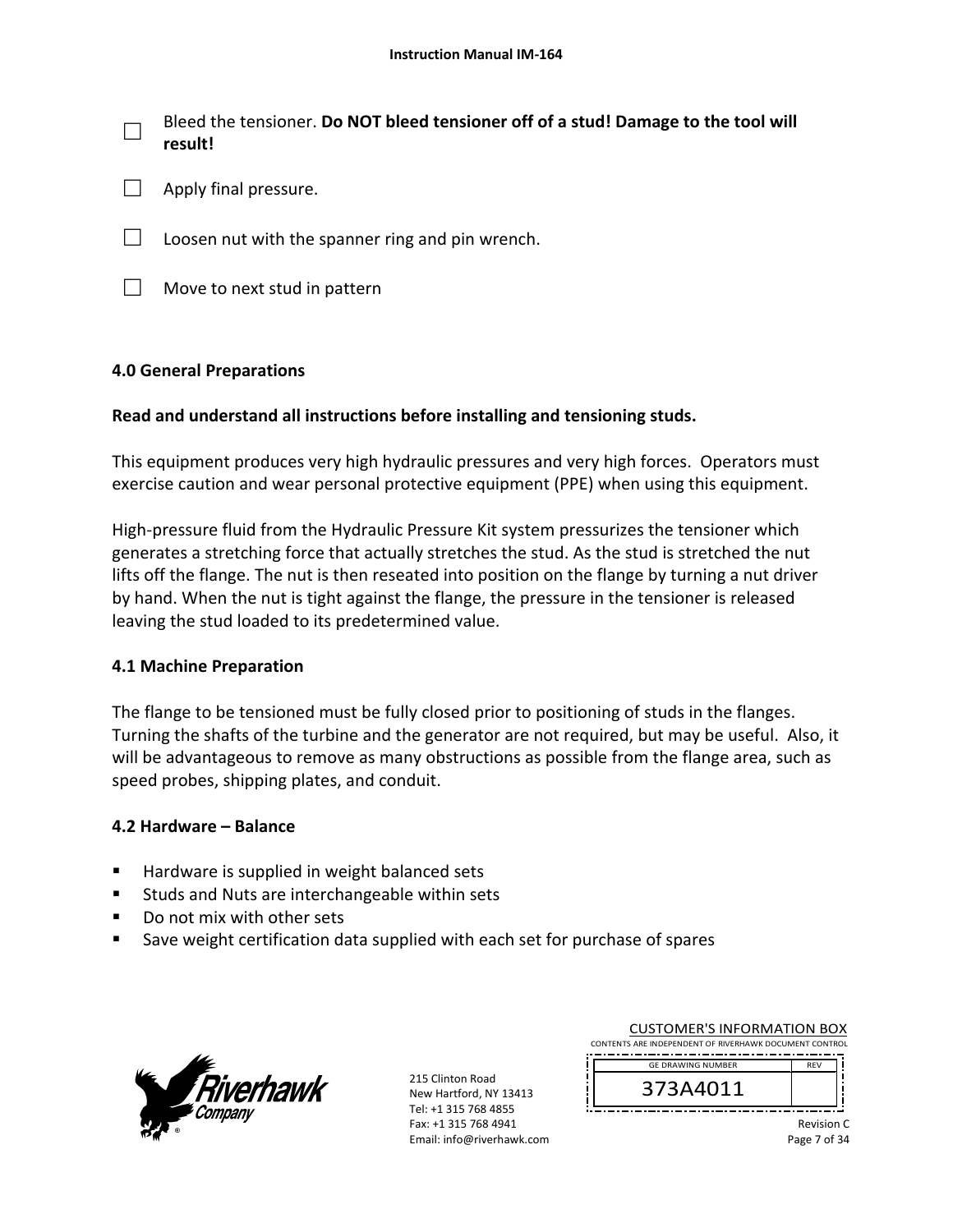- [ ] Bleed the tensioner. **Do NOT bleed tensioner off of a stud! Damage to the tool will result!**
- [ ] Apply final pressure.
- [ ] Loosen nut with the spanner ring and pin wrench.
- [ ] Move to next stud in pattern

## 4.0 General Preparations

**Read and understand all instructions before installing and tensioning studs.**

This equipment produces very high hydraulic pressures and very high forces. Operators must exercise caution and wear personal protective equipment (PPE) when using this equipment.

High-pressure fluid from the Hydraulic Pressure Kit system pressurizes the tensioner which generates a stretching force that actually stretches the stud. As the stud is stretched the nut lifts off the flange. The nut is then reseated into position on the flange by turning a nut driver by hand. When the nut is tight against the flange, the pressure in the tensioner is released leaving the stud loaded to its predetermined value.

### 4.1 Machine Preparation

The flange to be tensioned must be fully closed prior to positioning of studs in the flanges. Turning the shafts of the turbine and the generator are not required, but may be useful. Also, it will be advantageous to remove as many obstructions as possible from the flange area, such as speed probes, shipping plates, and conduit.

### 4.2 Hardware – Balance

- Hardware is supplied in weight balanced sets
- Studs and Nuts are interchangeable within sets
- Do not mix with other sets
- Save weight certification data supplied with each set for purchase of spares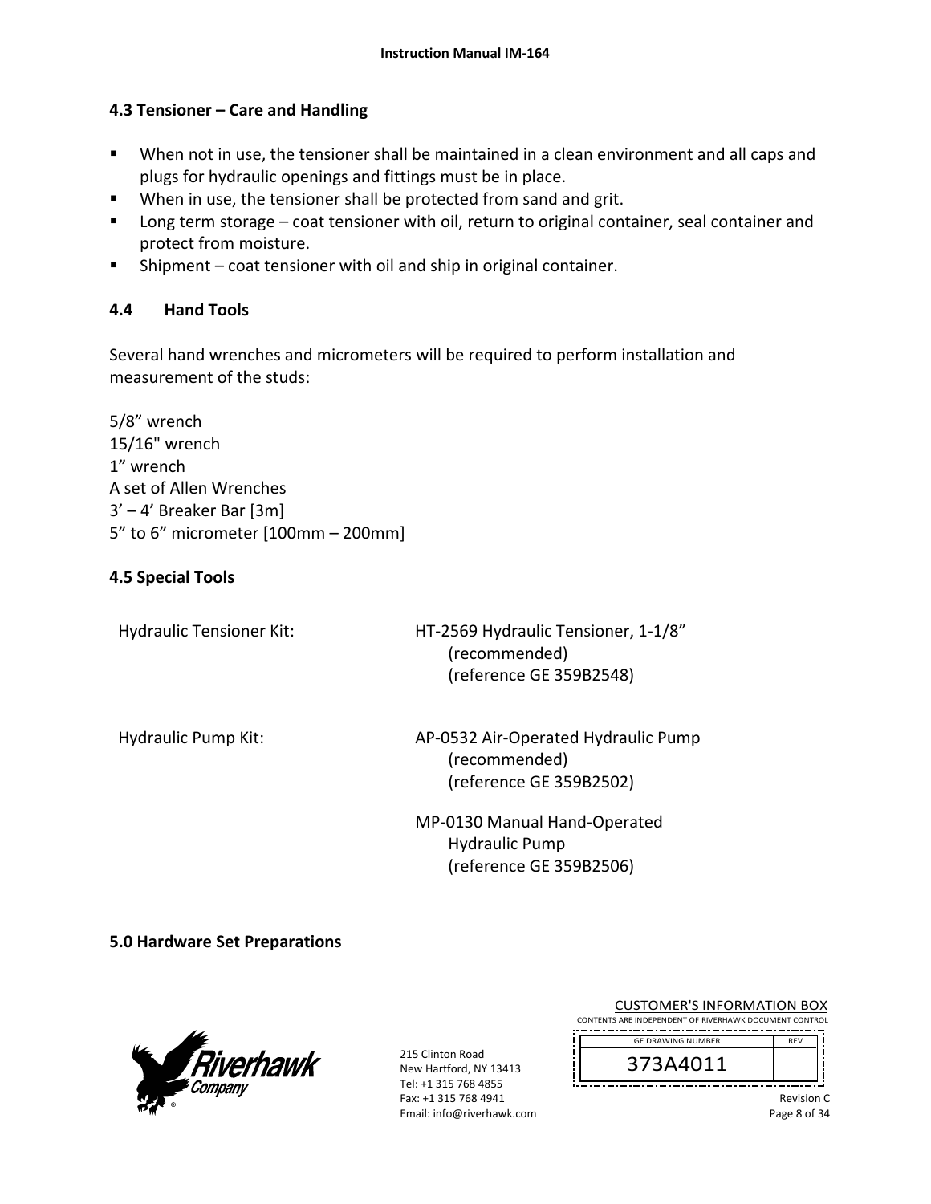## 4.3 Tensioner – Care and Handling

- When not in use, the tensioner shall be maintained in a clean environment and all caps and plugs for hydraulic openings and fittings must be in place.
- When in use, the tensioner shall be protected from sand and grit.
- Long term storage – coat tensioner with oil, return to original container, seal container and protect from moisture.
- Shipment – coat tensioner with oil and ship in original container.

## 4.4 Hand Tools

Several hand wrenches and micrometers will be required to perform installation and measurement of the studs:

5/8” wrench
15/16" wrench
1” wrench
A set of Allen Wrenches
3’ – 4’ Breaker Bar [3m]
5” to 6” micrometer [100mm – 200mm]

## 4.5 Special Tools

| | |
|---|---|
| Hydraulic Tensioner Kit: | HT-2569 Hydraulic Tensioner, 1-1/8” (recommended) (reference GE 359B2548) |
| Hydraulic Pump Kit: | AP-0532 Air-Operated Hydraulic Pump (recommended) (reference GE 359B2502) |
| | MP-0130 Manual Hand-Operated Hydraulic Pump (reference GE 359B2506) |

## 5.0 Hardware Set Preparations

215 Clinton Road
New Hartford, NY 13413
Tel: +1 315 768 4855
Fax: +1 315 768 4941
Email: info@riverhawk.com

CUSTOMER'S INFORMATION BOX
CONTENTS ARE INDEPENDENT OF RIVERHAWK DOCUMENT CONTROL

| GE DRAWING NUMBER | REV |
|---|---|
| 373A4011 | |

Revision C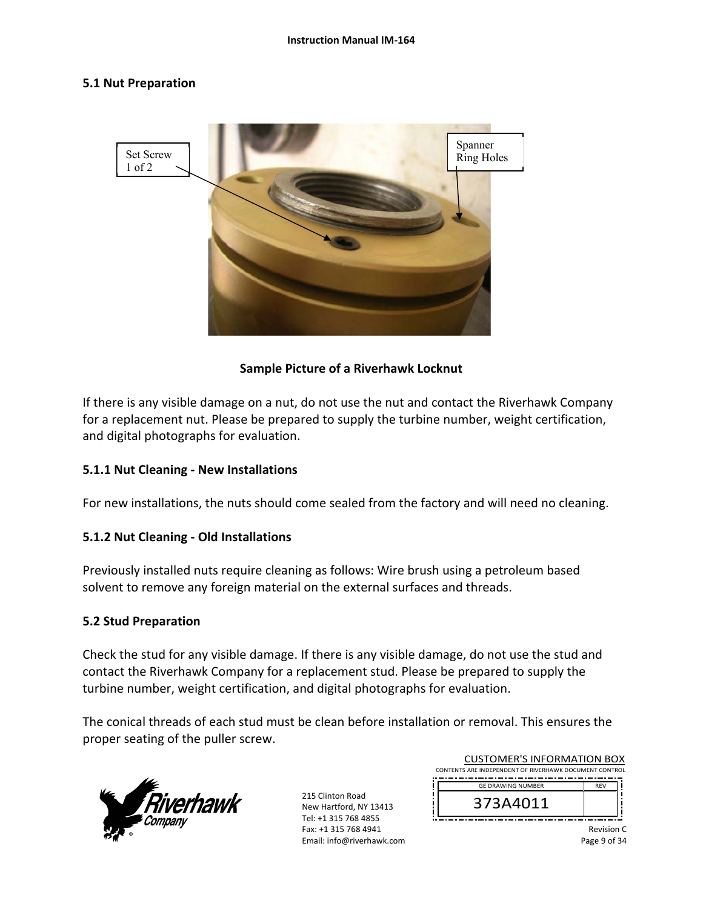## 5.1 Nut Preparation

Set Screw 1 of 2

Spanner Ring Holes

**Sample Picture of a Riverhawk Locknut**

If there is any visible damage on a nut, do not use the nut and contact the Riverhawk Company for a replacement nut. Please be prepared to supply the turbine number, weight certification, and digital photographs for evaluation.

### 5.1.1 Nut Cleaning - New Installations

For new installations, the nuts should come sealed from the factory and will need no cleaning.

### 5.1.2 Nut Cleaning - Old Installations

Previously installed nuts require cleaning as follows: Wire brush using a petroleum based solvent to remove any foreign material on the external surfaces and threads.

## 5.2 Stud Preparation

Check the stud for any visible damage. If there is any visible damage, do not use the stud and contact the Riverhawk Company for a replacement stud. Please be prepared to supply the turbine number, weight certification, and digital photographs for evaluation.

The conical threads of each stud must be clean before installation or removal. This ensures the proper seating of the puller screw.

215 Clinton Road
New Hartford, NY 13413
Tel: +1 315 768 4855
Fax: +1 315 768 4941
Email: info@riverhawk.com

CUSTOMER'S INFORMATION BOX
CONTENTS ARE INDEPENDENT OF RIVERHAWK DOCUMENT CONTROL

| GE DRAWING NUMBER | REV |
|---|---|
| 373A4011 | |

Revision C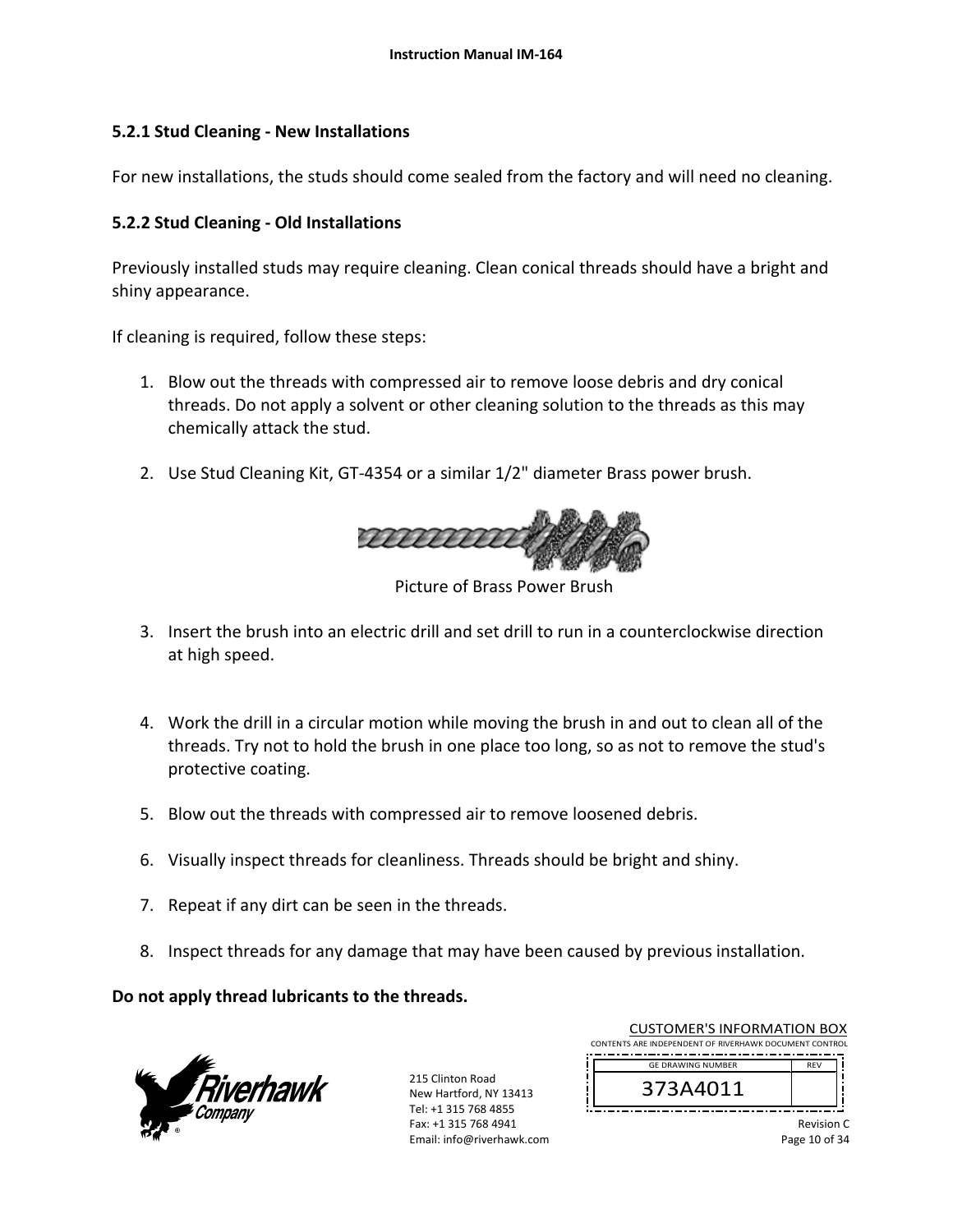### 5.2.1 Stud Cleaning - New Installations

For new installations, the studs should come sealed from the factory and will need no cleaning.

### 5.2.2 Stud Cleaning - Old Installations

Previously installed studs may require cleaning. Clean conical threads should have a bright and shiny appearance.

If cleaning is required, follow these steps:

1. Blow out the threads with compressed air to remove loose debris and dry conical threads. Do not apply a solvent or other cleaning solution to the threads as this may chemically attack the stud.

2. Use Stud Cleaning Kit, GT-4354 or a similar 1/2" diameter Brass power brush.

Picture of Brass Power Brush

3. Insert the brush into an electric drill and set drill to run in a counterclockwise direction at high speed.

4. Work the drill in a circular motion while moving the brush in and out to clean all of the threads. Try not to hold the brush in one place too long, so as not to remove the stud's protective coating.

5. Blow out the threads with compressed air to remove loosened debris.

6. Visually inspect threads for cleanliness. Threads should be bright and shiny.

7. Repeat if any dirt can be seen in the threads.

8. Inspect threads for any damage that may have been caused by previous installation.

**Do not apply thread lubricants to the threads.**

CUSTOMER'S INFORMATION BOX
CONTENTS ARE INDEPENDENT OF RIVERHAWK DOCUMENT CONTROL

| GE DRAWING NUMBER | REV |
|---|---|
| 373A4011 | |

215 Clinton Road
New Hartford, NY 13413
Tel: +1 315 768 4855
Fax: +1 315 768 4941
Email: info@riverhawk.com

Revision C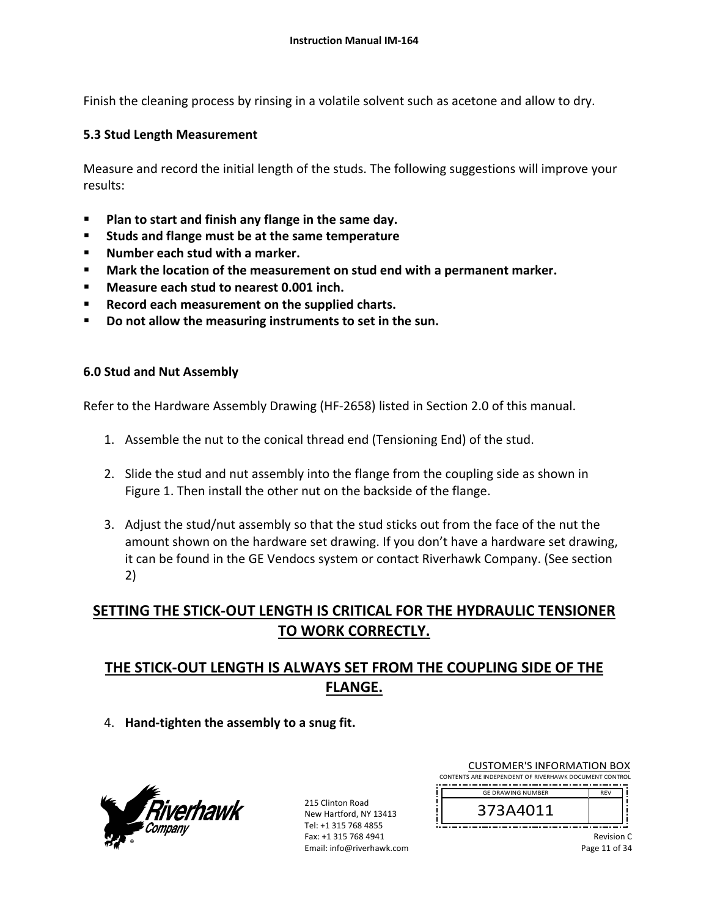Finish the cleaning process by rinsing in a volatile solvent such as acetone and allow to dry.

### 5.3 Stud Length Measurement

Measure and record the initial length of the studs. The following suggestions will improve your results:

- **Plan to start and finish any flange in the same day.**
- **Studs and flange must be at the same temperature**
- **Number each stud with a marker.**
- **Mark the location of the measurement on stud end with a permanent marker.**
- **Measure each stud to nearest 0.001 inch.**
- **Record each measurement on the supplied charts.**
- **Do not allow the measuring instruments to set in the sun.**

## 6.0 Stud and Nut Assembly

Refer to the Hardware Assembly Drawing (HF-2658) listed in Section 2.0 of this manual.

1. Assemble the nut to the conical thread end (Tensioning End) of the stud.

2. Slide the stud and nut assembly into the flange from the coupling side as shown in Figure 1. Then install the other nut on the backside of the flange.

3. Adjust the stud/nut assembly so that the stud sticks out from the face of the nut the amount shown on the hardware set drawing. If you don't have a hardware set drawing, it can be found in the GE Vendocs system or contact Riverhawk Company. (See section 2)

**SETTING THE STICK-OUT LENGTH IS CRITICAL FOR THE HYDRAULIC TENSIONER TO WORK CORRECTLY.**

**THE STICK-OUT LENGTH IS ALWAYS SET FROM THE COUPLING SIDE OF THE FLANGE.**

4. **Hand-tighten the assembly to a snug fit.**

215 Clinton Road
New Hartford, NY 13413
Tel: +1 315 768 4855
Fax: +1 315 768 4941
Email: info@riverhawk.com

CUSTOMER'S INFORMATION BOX
CONTENTS ARE INDEPENDENT OF RIVERHAWK DOCUMENT CONTROL

| GE DRAWING NUMBER | REV |
|---|---|
| 373A4011 | |

Revision C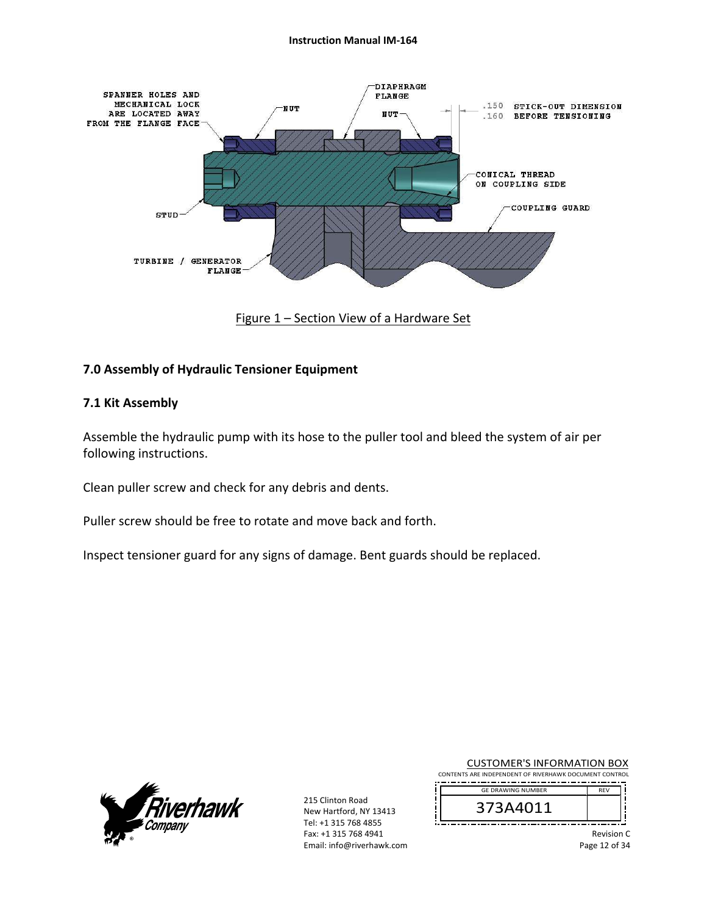SPANNER HOLES AND MECHANICAL LOCK ARE LOCATED AWAY FROM THE FLANGE FACE

NUT

DIAPHRAGM FLANGE

NUT

.150 .160 STICK-OUT DIMENSION BEFORE TENSIONING

CONICAL THREAD ON COUPLING SIDE

COUPLING GUARD

STUD

TURBINE / GENERATOR FLANGE

Figure 1 – Section View of a Hardware Set

## 7.0 Assembly of Hydraulic Tensioner Equipment

### 7.1 Kit Assembly

Assemble the hydraulic pump with its hose to the puller tool and bleed the system of air per following instructions.

Clean puller screw and check for any debris and dents.

Puller screw should be free to rotate and move back and forth.

Inspect tensioner guard for any signs of damage. Bent guards should be replaced.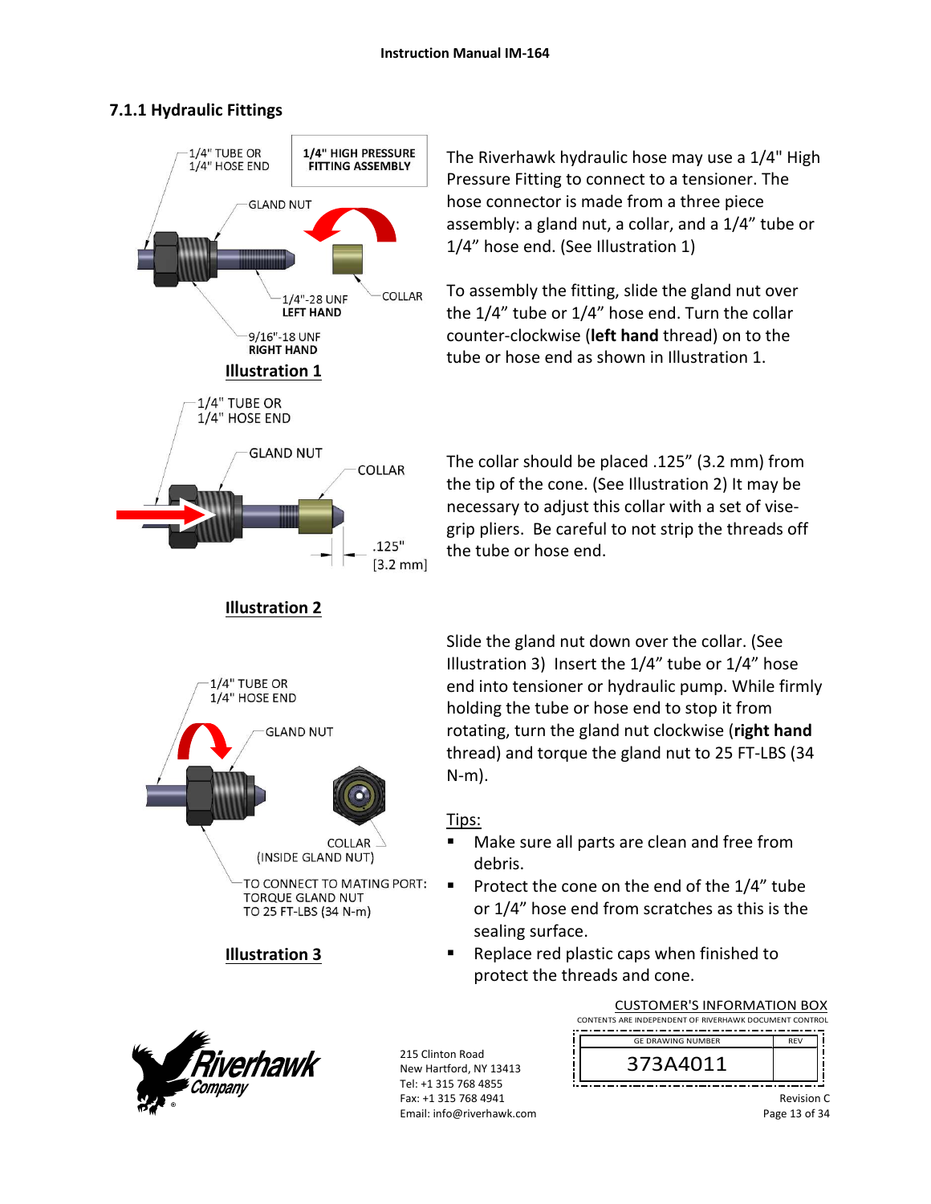### 7.1.1 Hydraulic Fittings

1/4" TUBE OR 1/4" HOSE END

**1/4" HIGH PRESSURE FITTING ASSEMBLY**

GLAND NUT

COLLAR

1/4"-28 UNF **LEFT HAND**

9/16"-18 UNF **RIGHT HAND**

**Illustration 1**

The Riverhawk hydraulic hose may use a 1/4" High Pressure Fitting to connect to a tensioner. The hose connector is made from a three piece assembly: a gland nut, a collar, and a 1/4" tube or 1/4" hose end. (See Illustration 1)

To assembly the fitting, slide the gland nut over the 1/4" tube or 1/4" hose end. Turn the collar counter-clockwise (**left hand** thread) on to the tube or hose end as shown in Illustration 1.

1/4" TUBE OR 1/4" HOSE END

GLAND NUT

COLLAR

.125" [3.2 mm]

**Illustration 2**

The collar should be placed .125" (3.2 mm) from the tip of the cone. (See Illustration 2) It may be necessary to adjust this collar with a set of vise-grip pliers. Be careful to not strip the threads off the tube or hose end.

1/4" TUBE OR 1/4" HOSE END

GLAND NUT

COLLAR (INSIDE GLAND NUT)

TO CONNECT TO MATING PORT: TORQUE GLAND NUT TO 25 FT-LBS (34 N-m)

**Illustration 3**

Slide the gland nut down over the collar. (See Illustration 3) Insert the 1/4" tube or 1/4" hose end into tensioner or hydraulic pump. While firmly holding the tube or hose end to stop it from rotating, turn the gland nut clockwise (**right hand** thread) and torque the gland nut to 25 FT-LBS (34 N-m).

Tips:

- Make sure all parts are clean and free from debris.
- Protect the cone on the end of the 1/4" tube or 1/4" hose end from scratches as this is the sealing surface.
- Replace red plastic caps when finished to protect the threads and cone.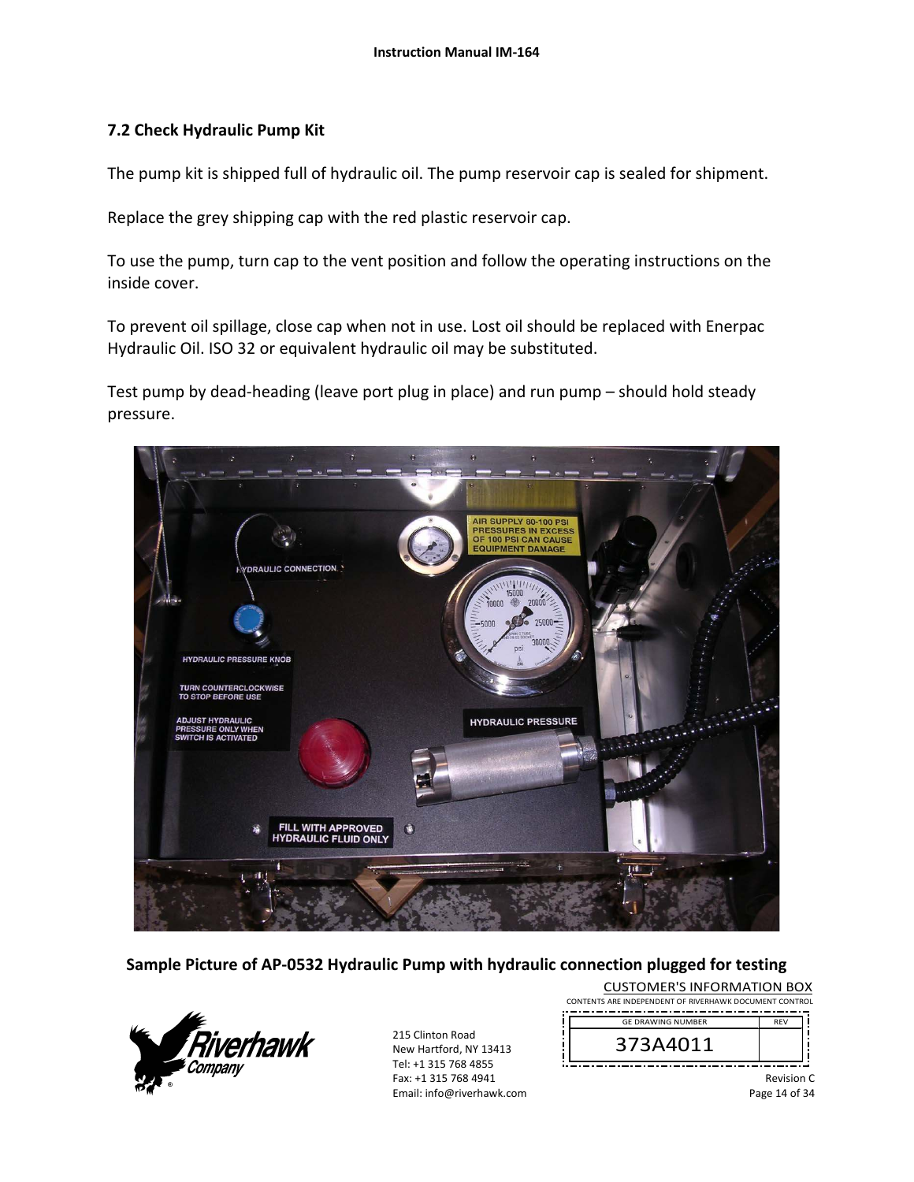### 7.2 Check Hydraulic Pump Kit

The pump kit is shipped full of hydraulic oil. The pump reservoir cap is sealed for shipment.

Replace the grey shipping cap with the red plastic reservoir cap.

To use the pump, turn cap to the vent position and follow the operating instructions on the inside cover.

To prevent oil spillage, close cap when not in use. Lost oil should be replaced with Enerpac Hydraulic Oil. ISO 32 or equivalent hydraulic oil may be substituted.

Test pump by dead-heading (leave port plug in place) and run pump – should hold steady pressure.

**Sample Picture of AP-0532 Hydraulic Pump with hydraulic connection plugged for testing**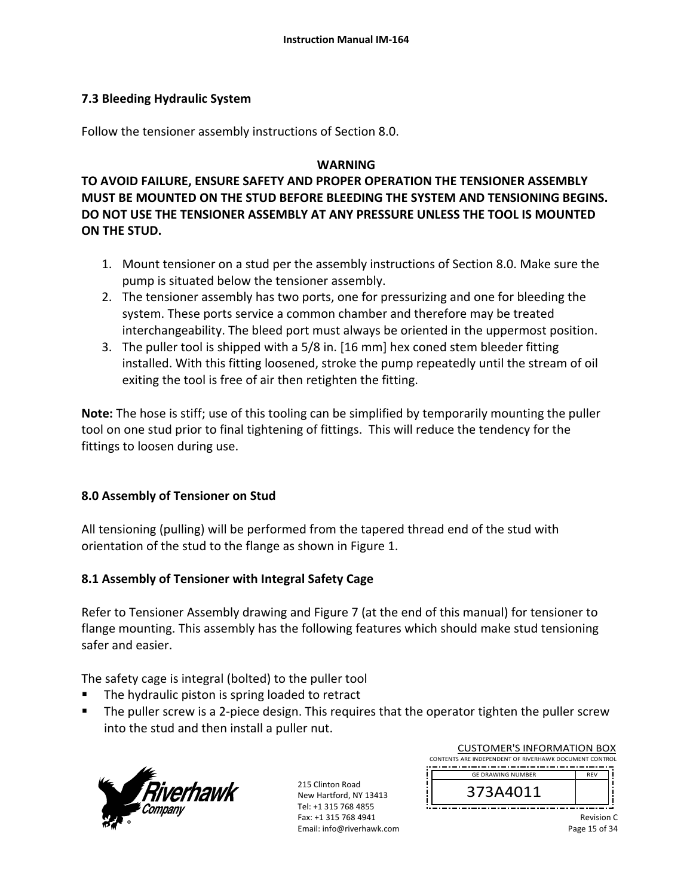### 7.3 Bleeding Hydraulic System

Follow the tensioner assembly instructions of Section 8.0.

**WARNING**

**TO AVOID FAILURE, ENSURE SAFETY AND PROPER OPERATION THE TENSIONER ASSEMBLY MUST BE MOUNTED ON THE STUD BEFORE BLEEDING THE SYSTEM AND TENSIONING BEGINS. DO NOT USE THE TENSIONER ASSEMBLY AT ANY PRESSURE UNLESS THE TOOL IS MOUNTED ON THE STUD.**

1. Mount tensioner on a stud per the assembly instructions of Section 8.0. Make sure the pump is situated below the tensioner assembly.
2. The tensioner assembly has two ports, one for pressurizing and one for bleeding the system. These ports service a common chamber and therefore may be treated interchangeability. The bleed port must always be oriented in the uppermost position.
3. The puller tool is shipped with a 5/8 in. [16 mm] hex coned stem bleeder fitting installed. With this fitting loosened, stroke the pump repeatedly until the stream of oil exiting the tool is free of air then retighten the fitting.

**Note:** The hose is stiff; use of this tooling can be simplified by temporarily mounting the puller tool on one stud prior to final tightening of fittings. This will reduce the tendency for the fittings to loosen during use.

## 8.0 Assembly of Tensioner on Stud

All tensioning (pulling) will be performed from the tapered thread end of the stud with orientation of the stud to the flange as shown in Figure 1.

### 8.1 Assembly of Tensioner with Integral Safety Cage

Refer to Tensioner Assembly drawing and Figure 7 (at the end of this manual) for tensioner to flange mounting. This assembly has the following features which should make stud tensioning safer and easier.

The safety cage is integral (bolted) to the puller tool

- The hydraulic piston is spring loaded to retract
- The puller screw is a 2-piece design. This requires that the operator tighten the puller screw into the stud and then install a puller nut.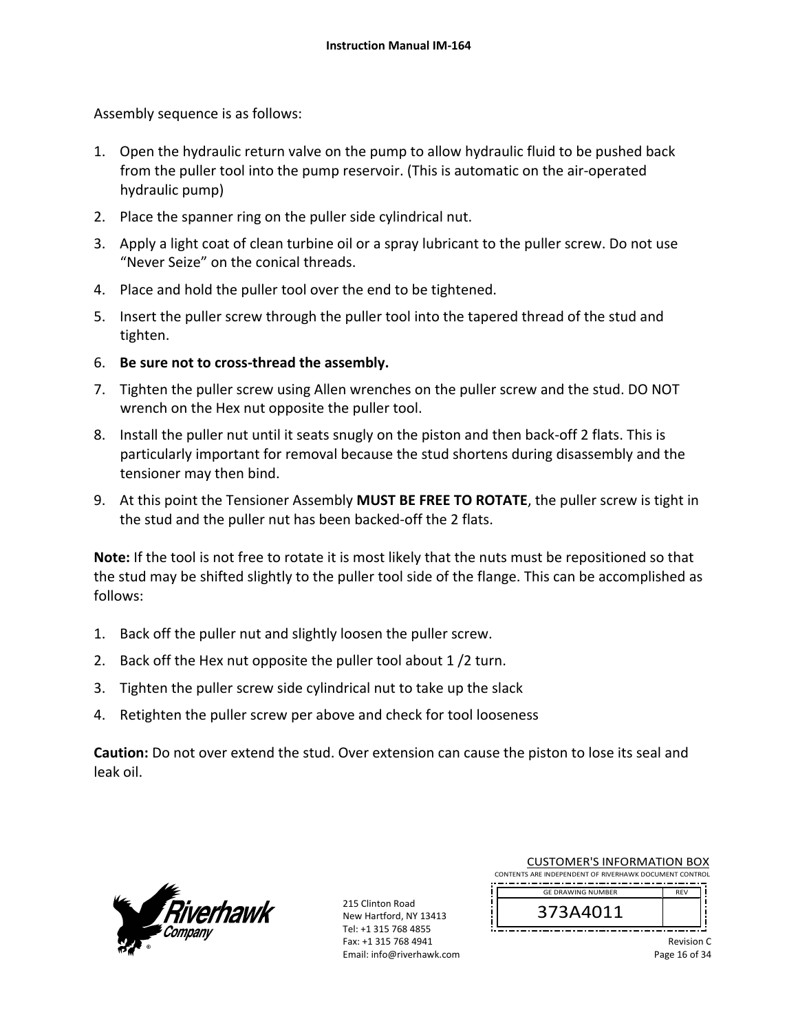Assembly sequence is as follows:

1. Open the hydraulic return valve on the pump to allow hydraulic fluid to be pushed back from the puller tool into the pump reservoir. (This is automatic on the air-operated hydraulic pump)
2. Place the spanner ring on the puller side cylindrical nut.
3. Apply a light coat of clean turbine oil or a spray lubricant to the puller screw. Do not use "Never Seize" on the conical threads.
4. Place and hold the puller tool over the end to be tightened.
5. Insert the puller screw through the puller tool into the tapered thread of the stud and tighten.
6. **Be sure not to cross-thread the assembly.**
7. Tighten the puller screw using Allen wrenches on the puller screw and the stud. DO NOT wrench on the Hex nut opposite the puller tool.
8. Install the puller nut until it seats snugly on the piston and then back-off 2 flats. This is particularly important for removal because the stud shortens during disassembly and the tensioner may then bind.
9. At this point the Tensioner Assembly **MUST BE FREE TO ROTATE**, the puller screw is tight in the stud and the puller nut has been backed-off the 2 flats.

**Note:** If the tool is not free to rotate it is most likely that the nuts must be repositioned so that the stud may be shifted slightly to the puller tool side of the flange. This can be accomplished as follows:

1. Back off the puller nut and slightly loosen the puller screw.
2. Back off the Hex nut opposite the puller tool about 1 /2 turn.
3. Tighten the puller screw side cylindrical nut to take up the slack
4. Retighten the puller screw per above and check for tool looseness

**Caution:** Do not over extend the stud. Over extension can cause the piston to lose its seal and leak oil.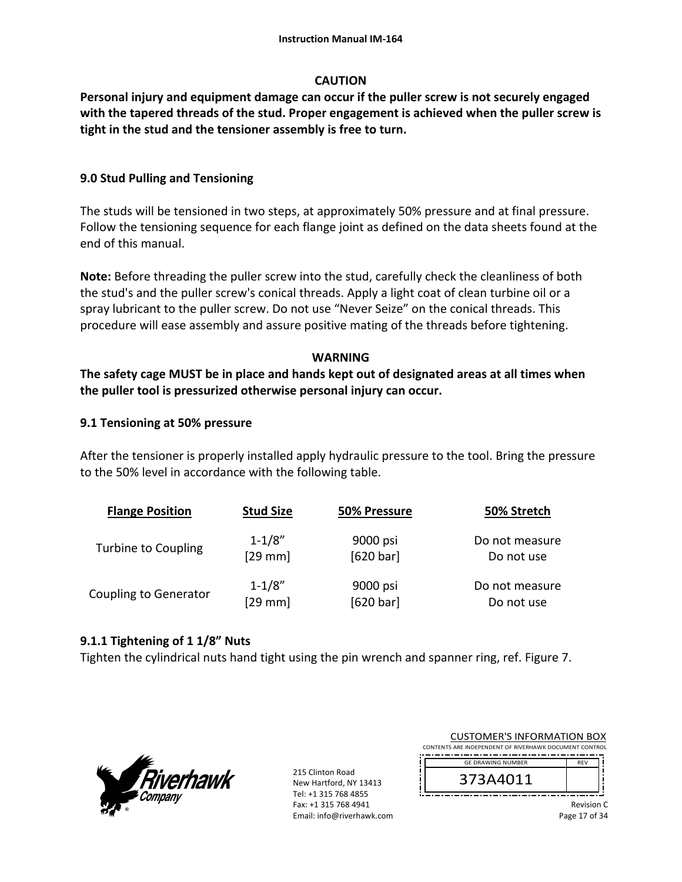**CAUTION**

**Personal injury and equipment damage can occur if the puller screw is not securely engaged with the tapered threads of the stud. Proper engagement is achieved when the puller screw is tight in the stud and the tensioner assembly is free to turn.**

## 9.0 Stud Pulling and Tensioning

The studs will be tensioned in two steps, at approximately 50% pressure and at final pressure. Follow the tensioning sequence for each flange joint as defined on the data sheets found at the end of this manual.

**Note:** Before threading the puller screw into the stud, carefully check the cleanliness of both the stud's and the puller screw's conical threads. Apply a light coat of clean turbine oil or a spray lubricant to the puller screw. Do not use "Never Seize" on the conical threads. This procedure will ease assembly and assure positive mating of the threads before tightening.

**WARNING**

**The safety cage MUST be in place and hands kept out of designated areas at all times when the puller tool is pressurized otherwise personal injury can occur.**

### 9.1 Tensioning at 50% pressure

After the tensioner is properly installed apply hydraulic pressure to the tool. Bring the pressure to the 50% level in accordance with the following table.

| Flange Position | Stud Size | 50% Pressure | 50% Stretch |
|---|---|---|---|
| Turbine to Coupling | 1-1/8" [29 mm] | 9000 psi [620 bar] | Do not measure Do not use |
| Coupling to Generator | 1-1/8" [29 mm] | 9000 psi [620 bar] | Do not measure Do not use |

#### 9.1.1 Tightening of 1 1/8" Nuts

Tighten the cylindrical nuts hand tight using the pin wrench and spanner ring, ref. Figure 7.

215 Clinton Road
New Hartford, NY 13413
Tel: +1 315 768 4855
Fax: +1 315 768 4941
Email: info@riverhawk.com

CUSTOMER'S INFORMATION BOX
CONTENTS ARE INDEPENDENT OF RIVERHAWK DOCUMENT CONTROL

| GE DRAWING NUMBER | REV |
|---|---|
| 373A4011 | |

Revision C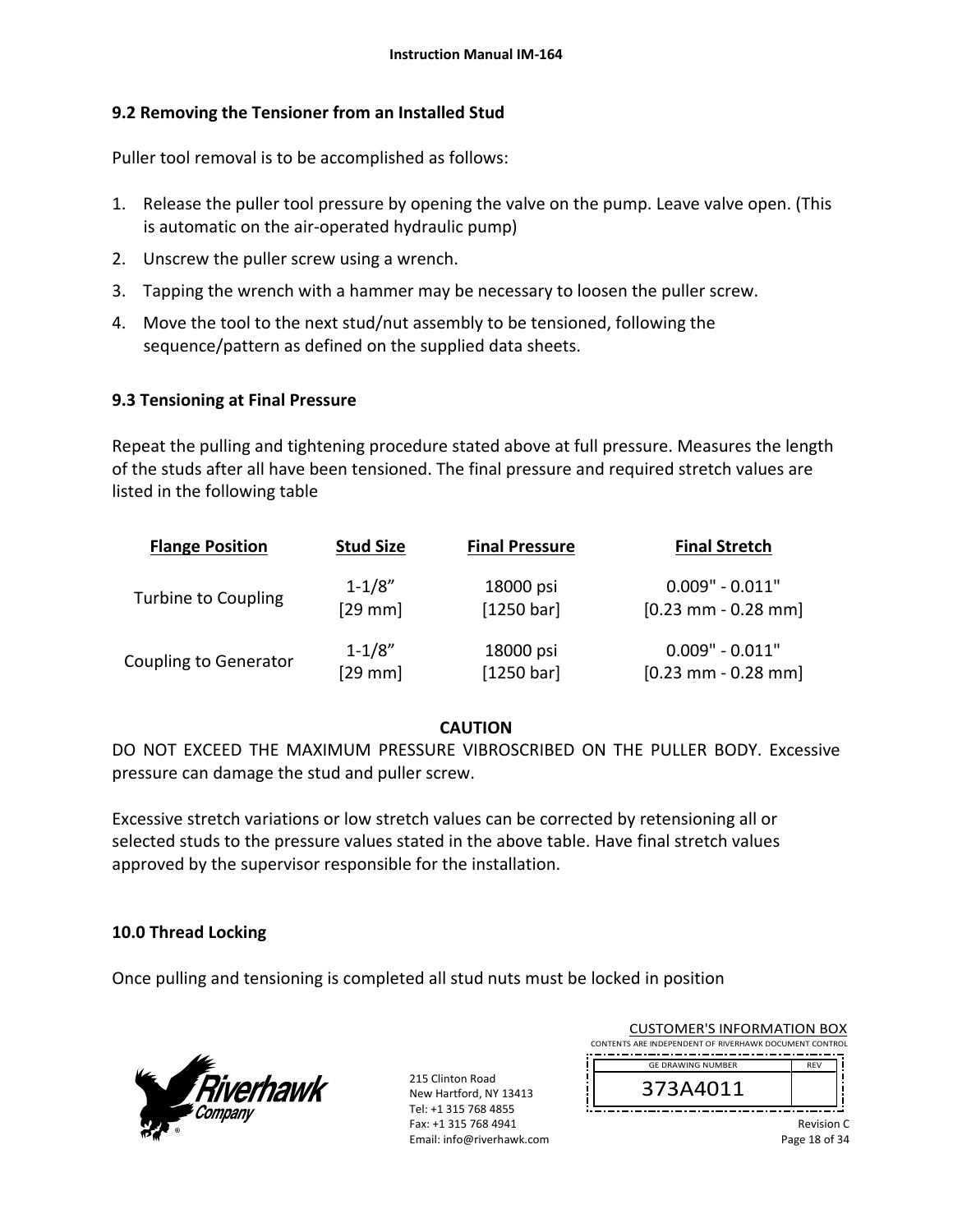## 9.2 Removing the Tensioner from an Installed Stud

Puller tool removal is to be accomplished as follows:

1. Release the puller tool pressure by opening the valve on the pump. Leave valve open. (This is automatic on the air-operated hydraulic pump)
2. Unscrew the puller screw using a wrench.
3. Tapping the wrench with a hammer may be necessary to loosen the puller screw.
4. Move the tool to the next stud/nut assembly to be tensioned, following the sequence/pattern as defined on the supplied data sheets.

## 9.3 Tensioning at Final Pressure

Repeat the pulling and tightening procedure stated above at full pressure. Measures the length of the studs after all have been tensioned. The final pressure and required stretch values are listed in the following table

| Flange Position | Stud Size | Final Pressure | Final Stretch |
|---|---|---|---|
| Turbine to Coupling | 1-1/8” [29 mm] | 18000 psi [1250 bar] | 0.009" - 0.011" [0.23 mm - 0.28 mm] |
| Coupling to Generator | 1-1/8” [29 mm] | 18000 psi [1250 bar] | 0.009" - 0.011" [0.23 mm - 0.28 mm] |

**CAUTION**

DO NOT EXCEED THE MAXIMUM PRESSURE VIBROSCRIBED ON THE PULLER BODY. Excessive pressure can damage the stud and puller screw.

Excessive stretch variations or low stretch values can be corrected by retensioning all or selected studs to the pressure values stated in the above table. Have final stretch values approved by the supervisor responsible for the installation.

## 10.0 Thread Locking

Once pulling and tensioning is completed all stud nuts must be locked in position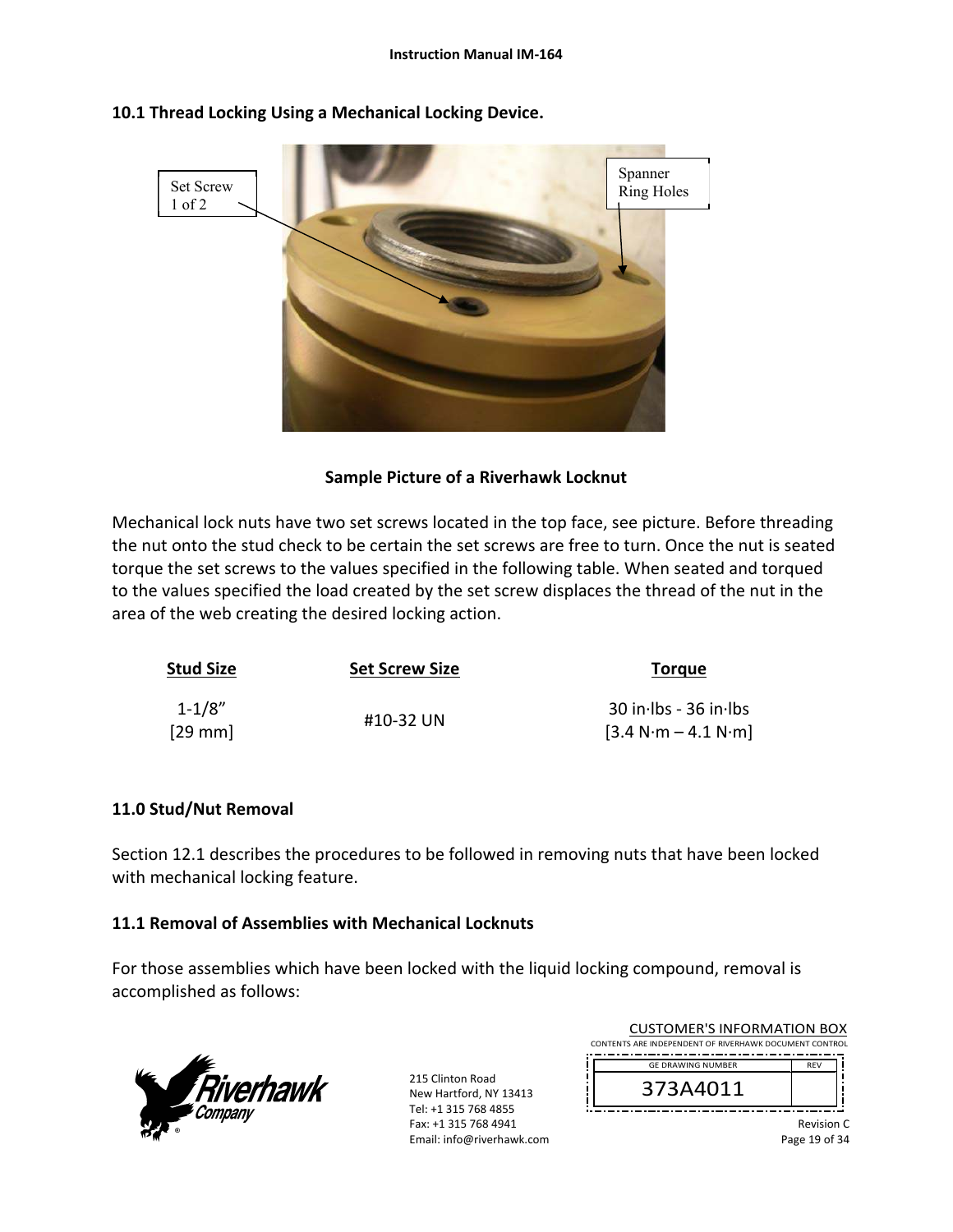## 10.1 Thread Locking Using a Mechanical Locking Device.

Set Screw 1 of 2

Spanner Ring Holes

**Sample Picture of a Riverhawk Locknut**

Mechanical lock nuts have two set screws located in the top face, see picture. Before threading the nut onto the stud check to be certain the set screws are free to turn. Once the nut is seated torque the set screws to the values specified in the following table. When seated and torqued to the values specified the load created by the set screw displaces the thread of the nut in the area of the web creating the desired locking action.

| Stud Size | Set Screw Size | Torque |
|---|---|---|
| 1-1/8" [29 mm] | #10-32 UN | 30 in·lbs - 36 in·lbs [3.4 N·m – 4.1 N·m] |

## 11.0 Stud/Nut Removal

Section 12.1 describes the procedures to be followed in removing nuts that have been locked with mechanical locking feature.

## 11.1 Removal of Assemblies with Mechanical Locknuts

For those assemblies which have been locked with the liquid locking compound, removal is accomplished as follows:

215 Clinton Road
New Hartford, NY 13413
Tel: +1 315 768 4855
Fax: +1 315 768 4941
Email: info@riverhawk.com

CUSTOMER'S INFORMATION BOX
CONTENTS ARE INDEPENDENT OF RIVERHAWK DOCUMENT CONTROL

| GE DRAWING NUMBER | REV |
|---|---|
| 373A4011 | |

Revision C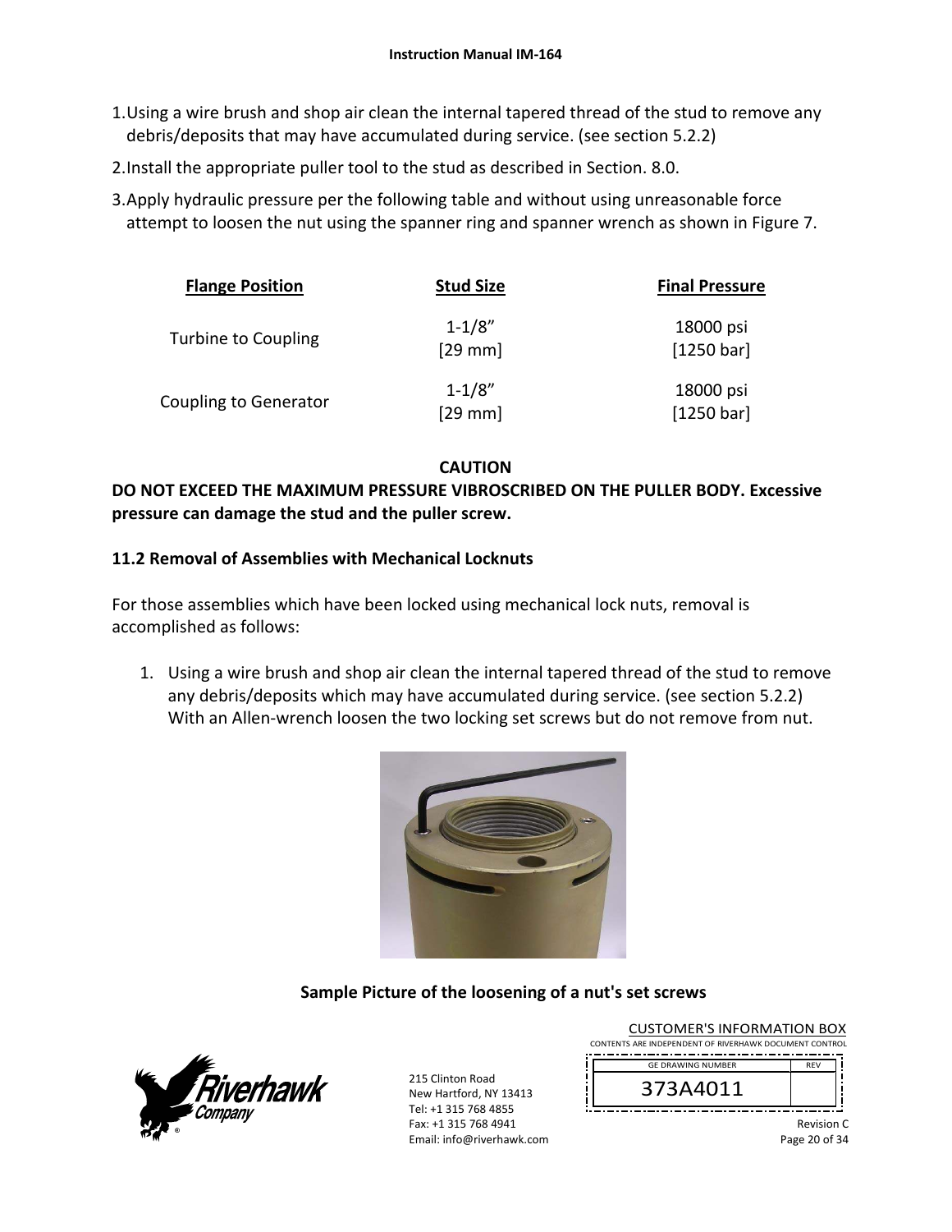1. Using a wire brush and shop air clean the internal tapered thread of the stud to remove any debris/deposits that may have accumulated during service. (see section 5.2.2)
2. Install the appropriate puller tool to the stud as described in Section. 8.0.
3. Apply hydraulic pressure per the following table and without using unreasonable force attempt to loosen the nut using the spanner ring and spanner wrench as shown in Figure 7.

| Flange Position | Stud Size | Final Pressure |
|---|---|---|
| Turbine to Coupling | 1-1/8” [29 mm] | 18000 psi [1250 bar] |
| Coupling to Generator | 1-1/8” [29 mm] | 18000 psi [1250 bar] |

**CAUTION**

**DO NOT EXCEED THE MAXIMUM PRESSURE VIBROSCRIBED ON THE PULLER BODY. Excessive pressure can damage the stud and the puller screw.**

### 11.2 Removal of Assemblies with Mechanical Locknuts

For those assemblies which have been locked using mechanical lock nuts, removal is accomplished as follows:

1. Using a wire brush and shop air clean the internal tapered thread of the stud to remove any debris/deposits which may have accumulated during service. (see section 5.2.2) With an Allen-wrench loosen the two locking set screws but do not remove from nut.

**Sample Picture of the loosening of a nut's set screws**

CUSTOMER'S INFORMATION BOX
CONTENTS ARE INDEPENDENT OF RIVERHAWK DOCUMENT CONTROL

| GE DRAWING NUMBER | REV |
|---|---|
| 373A4011 | |

215 Clinton Road
New Hartford, NY 13413
Tel: +1 315 768 4855
Fax: +1 315 768 4941
Email: info@riverhawk.com

Revision C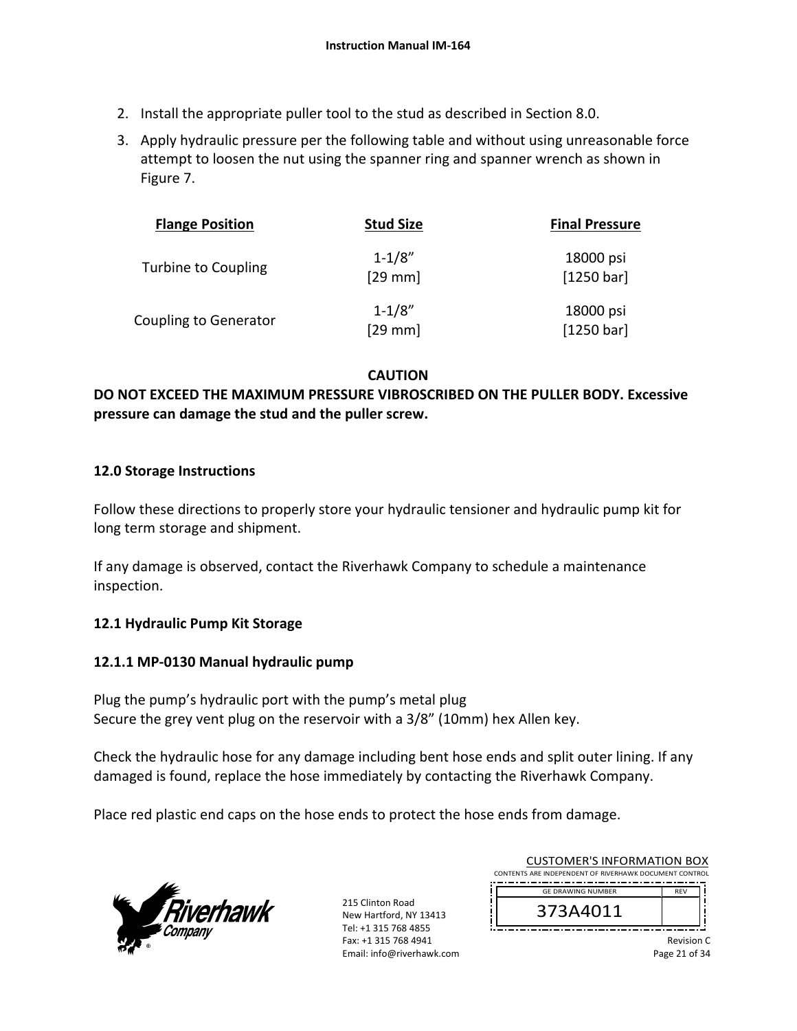2. Install the appropriate puller tool to the stud as described in Section 8.0.
3. Apply hydraulic pressure per the following table and without using unreasonable force attempt to loosen the nut using the spanner ring and spanner wrench as shown in Figure 7.

| Flange Position | Stud Size | Final Pressure |
|---|---|---|
| Turbine to Coupling | 1-1/8" [29 mm] | 18000 psi [1250 bar] |
| Coupling to Generator | 1-1/8" [29 mm] | 18000 psi [1250 bar] |

**CAUTION**

**DO NOT EXCEED THE MAXIMUM PRESSURE VIBROSCRIBED ON THE PULLER BODY. Excessive pressure can damage the stud and the puller screw.**

## 12.0 Storage Instructions

Follow these directions to properly store your hydraulic tensioner and hydraulic pump kit for long term storage and shipment.

If any damage is observed, contact the Riverhawk Company to schedule a maintenance inspection.

### 12.1 Hydraulic Pump Kit Storage

#### 12.1.1 MP-0130 Manual hydraulic pump

Plug the pump's hydraulic port with the pump's metal plug
Secure the grey vent plug on the reservoir with a 3/8" (10mm) hex Allen key.

Check the hydraulic hose for any damage including bent hose ends and split outer lining. If any damaged is found, replace the hose immediately by contacting the Riverhawk Company.

Place red plastic end caps on the hose ends to protect the hose ends from damage.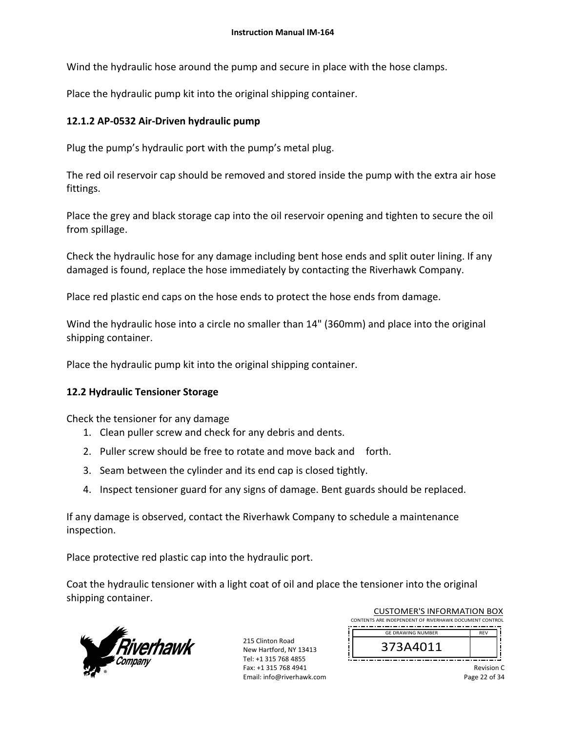Wind the hydraulic hose around the pump and secure in place with the hose clamps.

Place the hydraulic pump kit into the original shipping container.

### 12.1.2 AP-0532 Air-Driven hydraulic pump

Plug the pump's hydraulic port with the pump's metal plug.

The red oil reservoir cap should be removed and stored inside the pump with the extra air hose fittings.

Place the grey and black storage cap into the oil reservoir opening and tighten to secure the oil from spillage.

Check the hydraulic hose for any damage including bent hose ends and split outer lining. If any damaged is found, replace the hose immediately by contacting the Riverhawk Company.

Place red plastic end caps on the hose ends to protect the hose ends from damage.

Wind the hydraulic hose into a circle no smaller than 14" (360mm) and place into the original shipping container.

Place the hydraulic pump kit into the original shipping container.

## 12.2 Hydraulic Tensioner Storage

Check the tensioner for any damage

1. Clean puller screw and check for any debris and dents.
2. Puller screw should be free to rotate and move back and forth.
3. Seam between the cylinder and its end cap is closed tightly.
4. Inspect tensioner guard for any signs of damage. Bent guards should be replaced.

If any damage is observed, contact the Riverhawk Company to schedule a maintenance inspection.

Place protective red plastic cap into the hydraulic port.

Coat the hydraulic tensioner with a light coat of oil and place the tensioner into the original shipping container.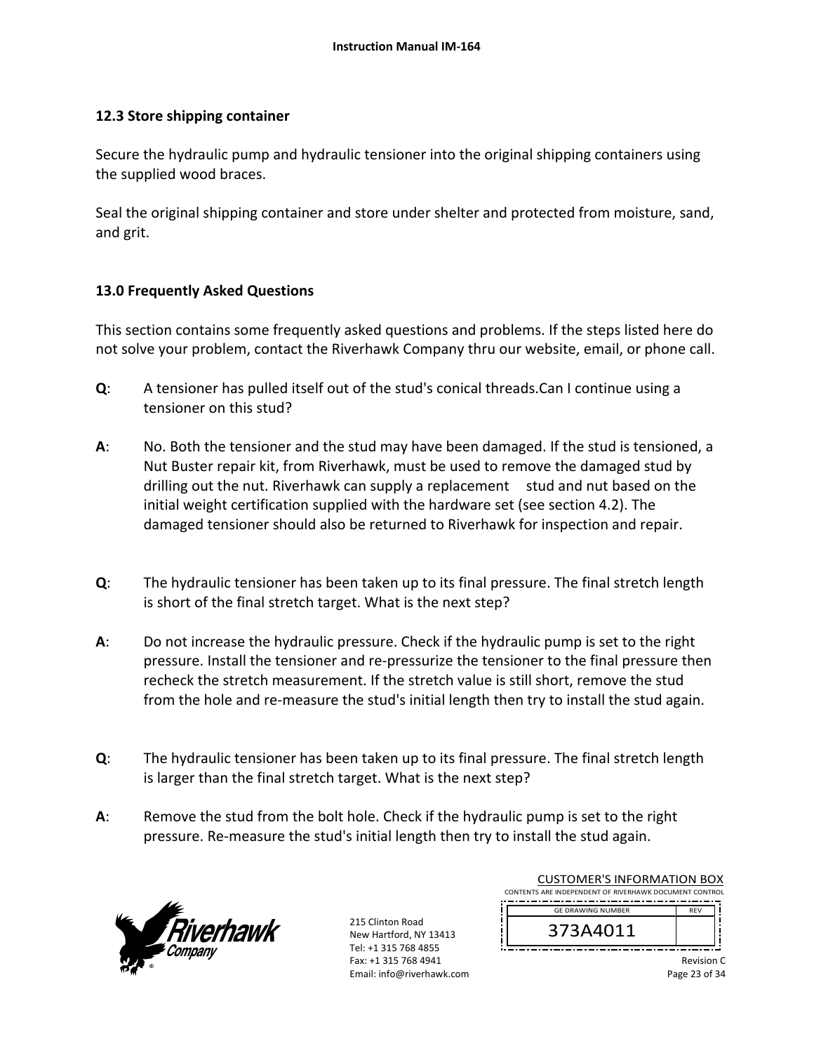## 12.3 Store shipping container

Secure the hydraulic pump and hydraulic tensioner into the original shipping containers using the supplied wood braces.

Seal the original shipping container and store under shelter and protected from moisture, sand, and grit.

## 13.0 Frequently Asked Questions

This section contains some frequently asked questions and problems. If the steps listed here do not solve your problem, contact the Riverhawk Company thru our website, email, or phone call.

**Q**: A tensioner has pulled itself out of the stud's conical threads.Can I continue using a tensioner on this stud?

**A**: No. Both the tensioner and the stud may have been damaged. If the stud is tensioned, a Nut Buster repair kit, from Riverhawk, must be used to remove the damaged stud by drilling out the nut. Riverhawk can supply a replacement stud and nut based on the initial weight certification supplied with the hardware set (see section 4.2). The damaged tensioner should also be returned to Riverhawk for inspection and repair.

**Q**: The hydraulic tensioner has been taken up to its final pressure. The final stretch length is short of the final stretch target. What is the next step?

**A**: Do not increase the hydraulic pressure. Check if the hydraulic pump is set to the right pressure. Install the tensioner and re-pressurize the tensioner to the final pressure then recheck the stretch measurement. If the stretch value is still short, remove the stud from the hole and re-measure the stud's initial length then try to install the stud again.

**Q**: The hydraulic tensioner has been taken up to its final pressure. The final stretch length is larger than the final stretch target. What is the next step?

**A**: Remove the stud from the bolt hole. Check if the hydraulic pump is set to the right pressure. Re-measure the stud's initial length then try to install the stud again.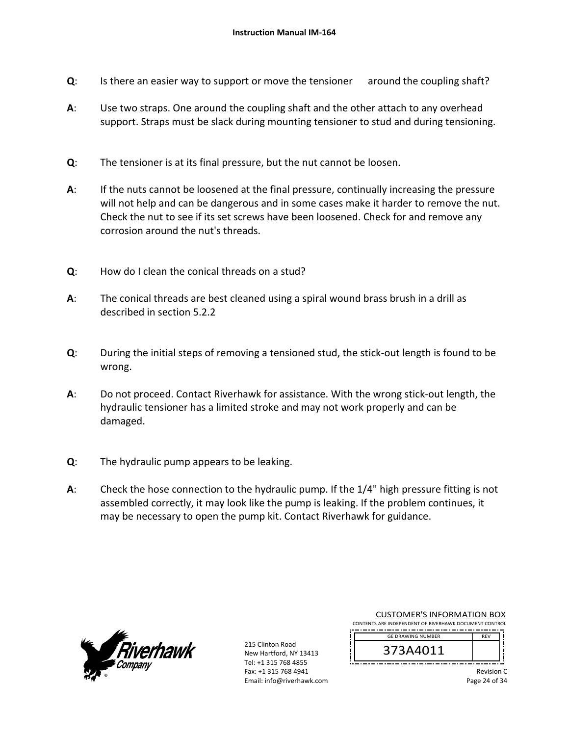**Q**: Is there an easier way to support or move the tensioner around the coupling shaft?

**A**: Use two straps. One around the coupling shaft and the other attach to any overhead support. Straps must be slack during mounting tensioner to stud and during tensioning.

**Q**: The tensioner is at its final pressure, but the nut cannot be loosen.

**A**: If the nuts cannot be loosened at the final pressure, continually increasing the pressure will not help and can be dangerous and in some cases make it harder to remove the nut. Check the nut to see if its set screws have been loosened. Check for and remove any corrosion around the nut's threads.

**Q**: How do I clean the conical threads on a stud?

**A**: The conical threads are best cleaned using a spiral wound brass brush in a drill as described in section 5.2.2

**Q**: During the initial steps of removing a tensioned stud, the stick-out length is found to be wrong.

**A**: Do not proceed. Contact Riverhawk for assistance. With the wrong stick-out length, the hydraulic tensioner has a limited stroke and may not work properly and can be damaged.

**Q**: The hydraulic pump appears to be leaking.

**A**: Check the hose connection to the hydraulic pump. If the 1/4" high pressure fitting is not assembled correctly, it may look like the pump is leaking. If the problem continues, it may be necessary to open the pump kit. Contact Riverhawk for guidance.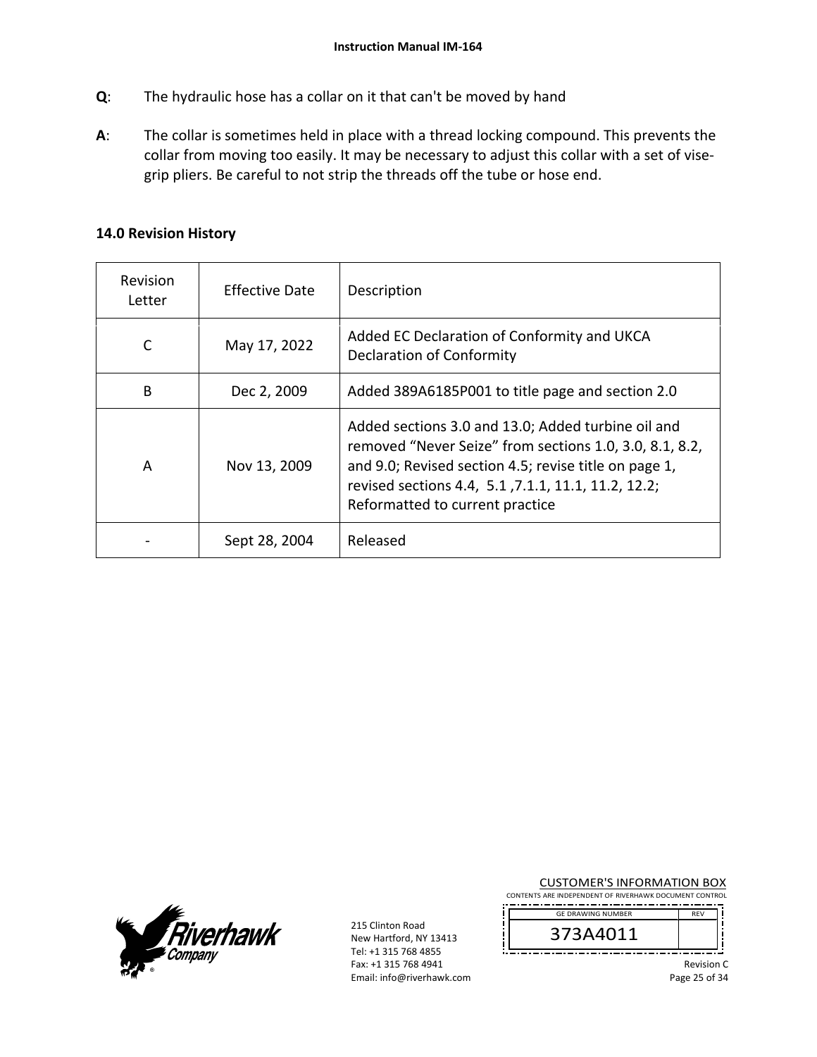**Q**: The hydraulic hose has a collar on it that can't be moved by hand

**A**: The collar is sometimes held in place with a thread locking compound. This prevents the collar from moving too easily. It may be necessary to adjust this collar with a set of vise-grip pliers. Be careful to not strip the threads off the tube or hose end.

## 14.0 Revision History

| Revision Letter | Effective Date | Description |
|---|---|---|
| C | May 17, 2022 | Added EC Declaration of Conformity and UKCA Declaration of Conformity |
| B | Dec 2, 2009 | Added 389A6185P001 to title page and section 2.0 |
| A | Nov 13, 2009 | Added sections 3.0 and 13.0; Added turbine oil and removed "Never Seize" from sections 1.0, 3.0, 8.1, 8.2, and 9.0; Revised section 4.5; revise title on page 1, revised sections 4.4, 5.1 ,7.1.1, 11.1, 11.2, 12.2; Reformatted to current practice |
| - | Sept 28, 2004 | Released |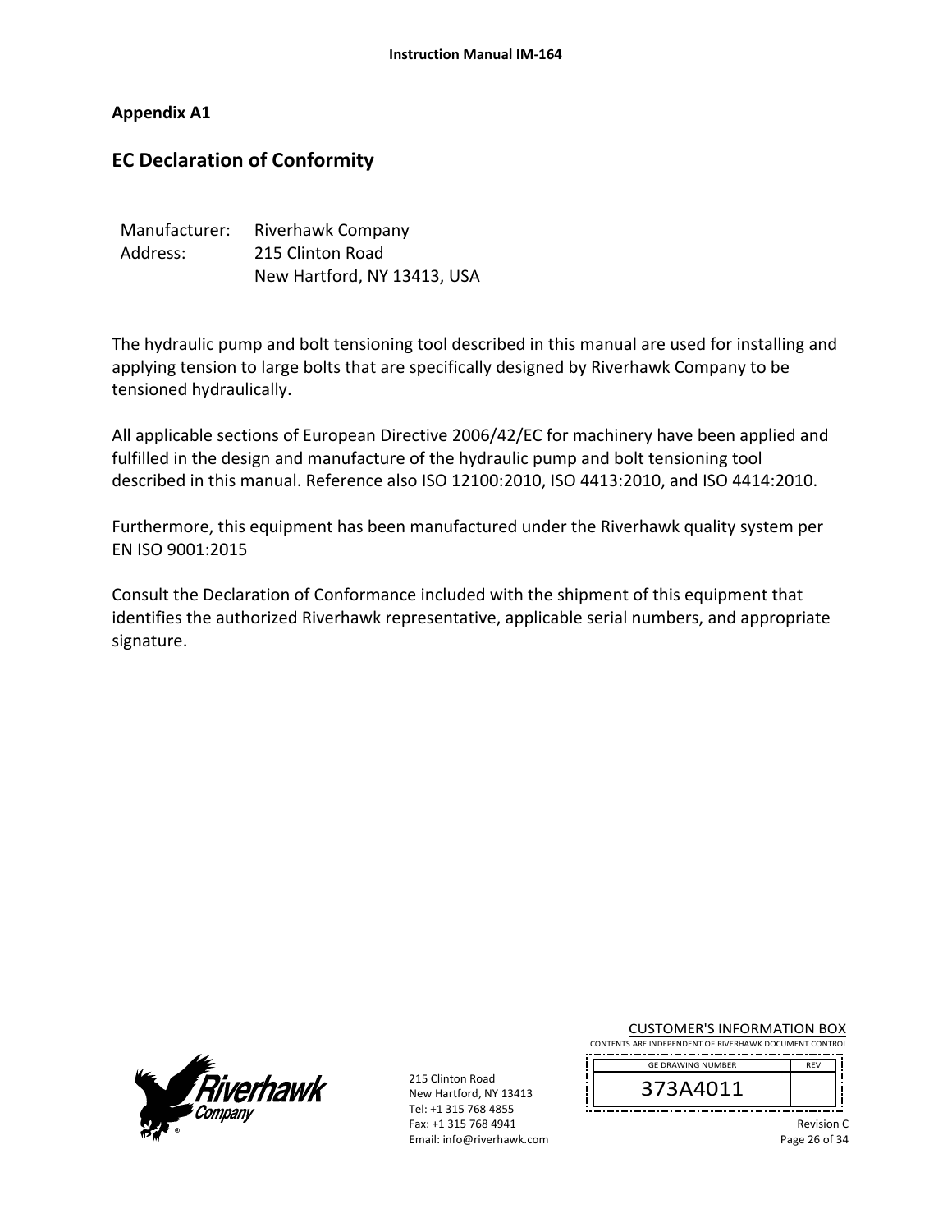## Appendix A1

## EC Declaration of Conformity

Manufacturer: Riverhawk Company
Address: 215 Clinton Road
New Hartford, NY 13413, USA

The hydraulic pump and bolt tensioning tool described in this manual are used for installing and applying tension to large bolts that are specifically designed by Riverhawk Company to be tensioned hydraulically.

All applicable sections of European Directive 2006/42/EC for machinery have been applied and fulfilled in the design and manufacture of the hydraulic pump and bolt tensioning tool described in this manual. Reference also ISO 12100:2010, ISO 4413:2010, and ISO 4414:2010.

Furthermore, this equipment has been manufactured under the Riverhawk quality system per EN ISO 9001:2015

Consult the Declaration of Conformance included with the shipment of this equipment that identifies the authorized Riverhawk representative, applicable serial numbers, and appropriate signature.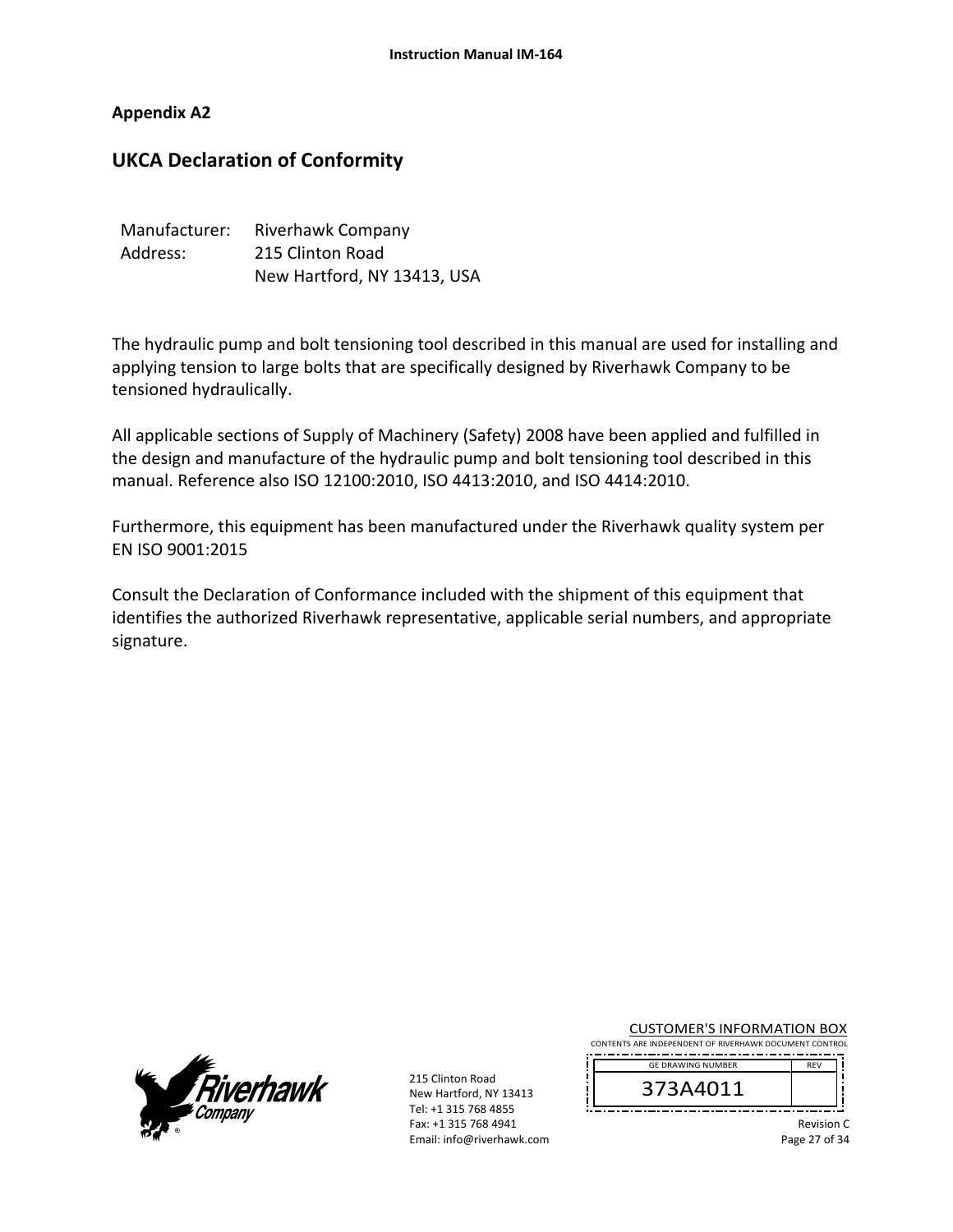## Appendix A2

# UKCA Declaration of Conformity

Manufacturer: Riverhawk Company
Address: 215 Clinton Road
New Hartford, NY 13413, USA

The hydraulic pump and bolt tensioning tool described in this manual are used for installing and applying tension to large bolts that are specifically designed by Riverhawk Company to be tensioned hydraulically.

All applicable sections of Supply of Machinery (Safety) 2008 have been applied and fulfilled in the design and manufacture of the hydraulic pump and bolt tensioning tool described in this manual. Reference also ISO 12100:2010, ISO 4413:2010, and ISO 4414:2010.

Furthermore, this equipment has been manufactured under the Riverhawk quality system per EN ISO 9001:2015

Consult the Declaration of Conformance included with the shipment of this equipment that identifies the authorized Riverhawk representative, applicable serial numbers, and appropriate signature.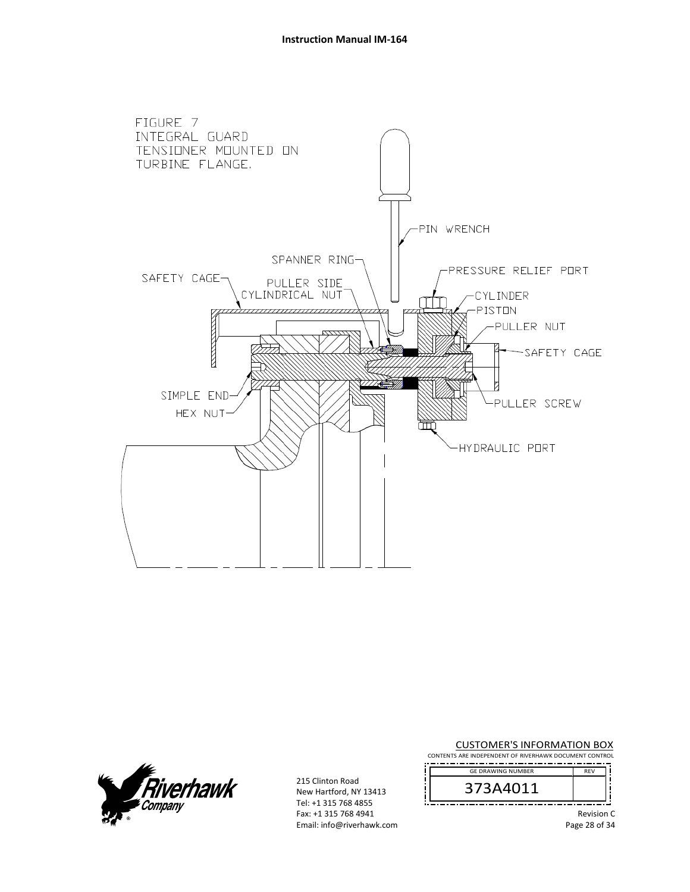FIGURE 7
INTEGRAL GUARD
TENSIONER MOUNTED ON
TURBINE FLANGE.

PIN WRENCH

SPANNER RING

PRESSURE RELIEF PORT

SAFETY CAGE

PULLER SIDE
CYLINDRICAL NUT

CYLINDER

PISTON

PULLER NUT

SAFETY CAGE

SIMPLE END

HEX NUT

PULLER SCREW

HYDRAULIC PORT

CUSTOMER'S INFORMATION BOX

CONTENTS ARE INDEPENDENT OF RIVERHAWK DOCUMENT CONTROL

| GE DRAWING NUMBER | REV |
|---|---|
| 373A4011 | |

Revision C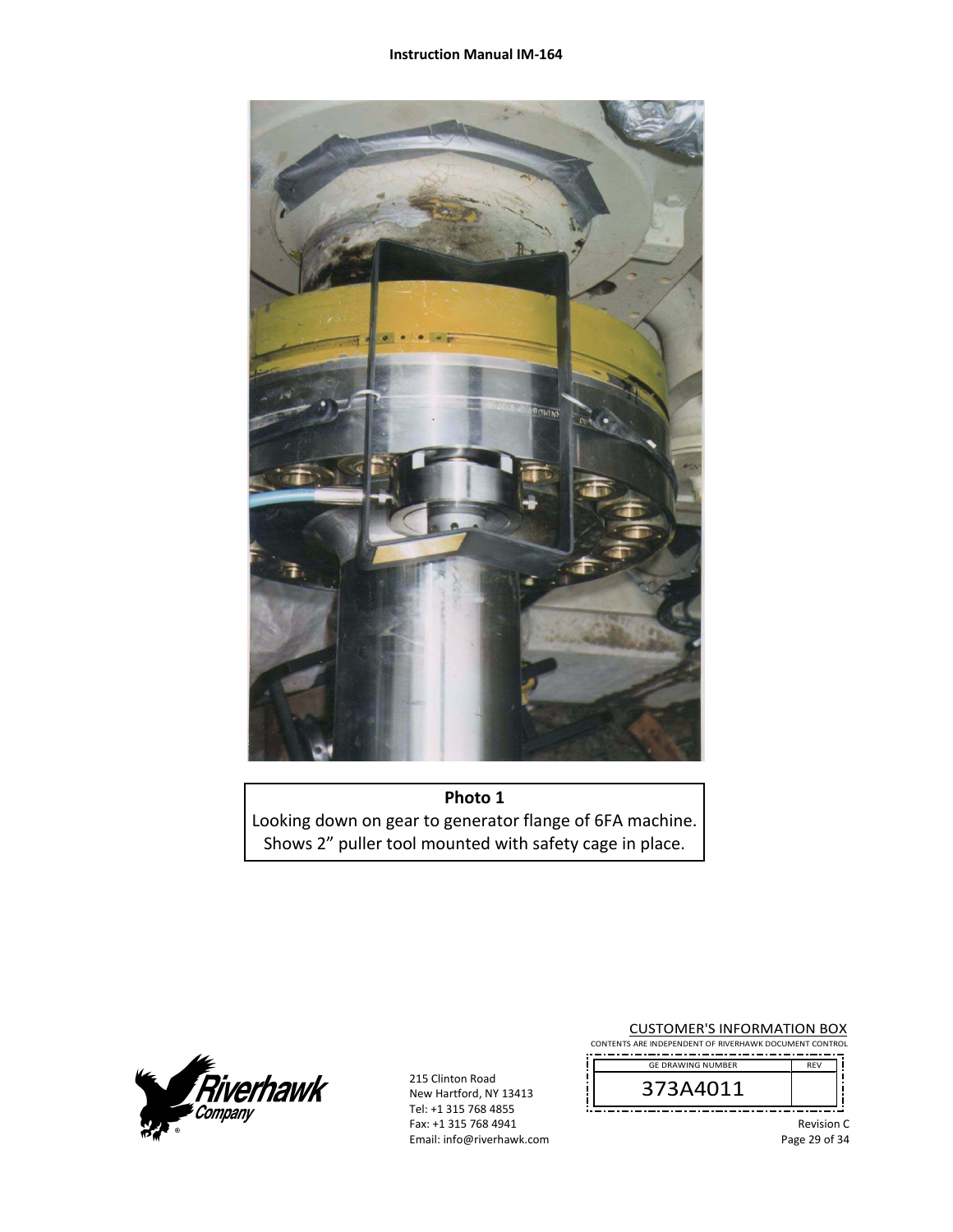**Photo 1**

Looking down on gear to generator flange of 6FA machine. Shows 2” puller tool mounted with safety cage in place.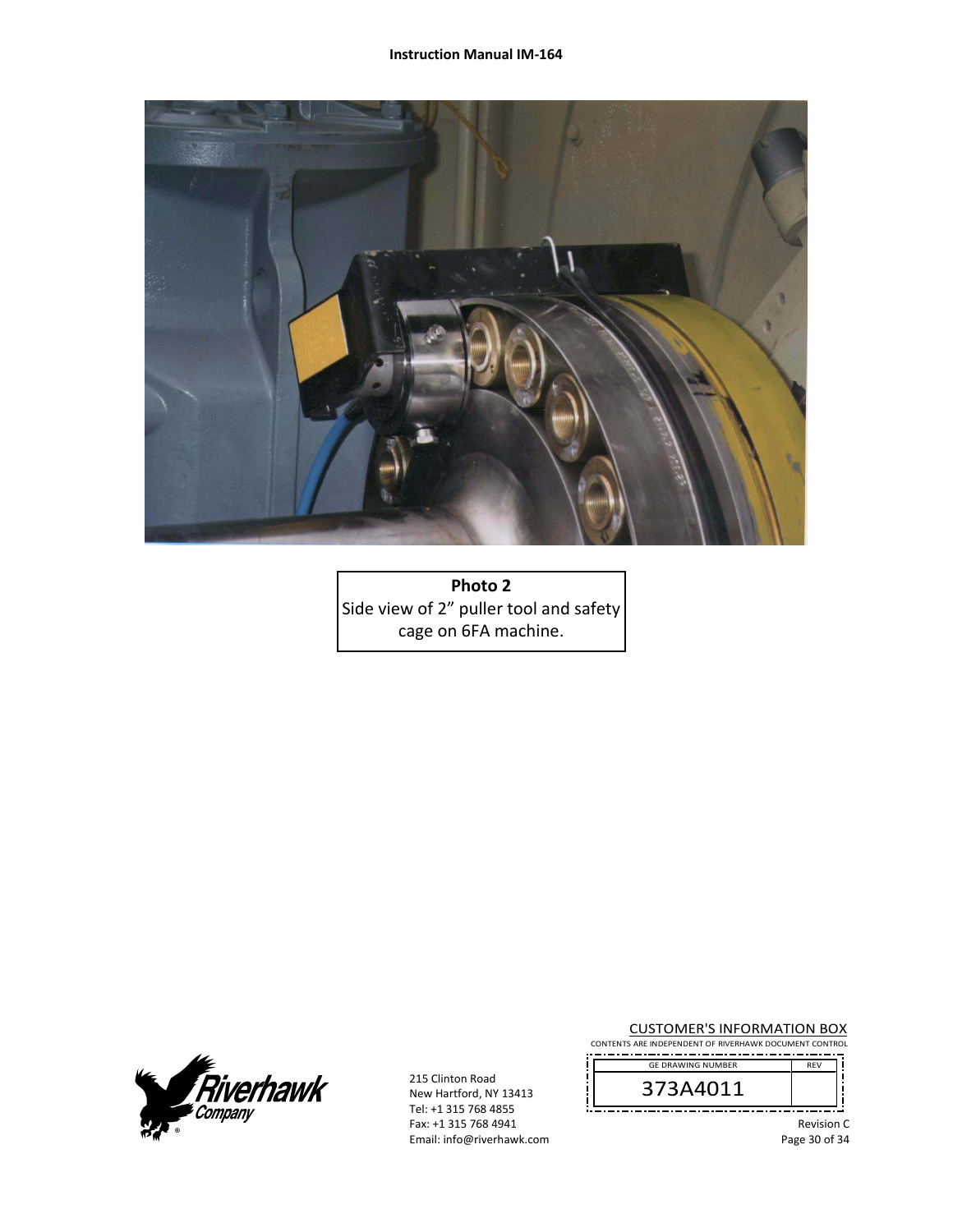**Photo 2**
Side view of 2" puller tool and safety cage on 6FA machine.

CUSTOMER'S INFORMATION BOX
CONTENTS ARE INDEPENDENT OF RIVERHAWK DOCUMENT CONTROL

| GE DRAWING NUMBER | REV |
| --- | --- |
| 373A4011 | |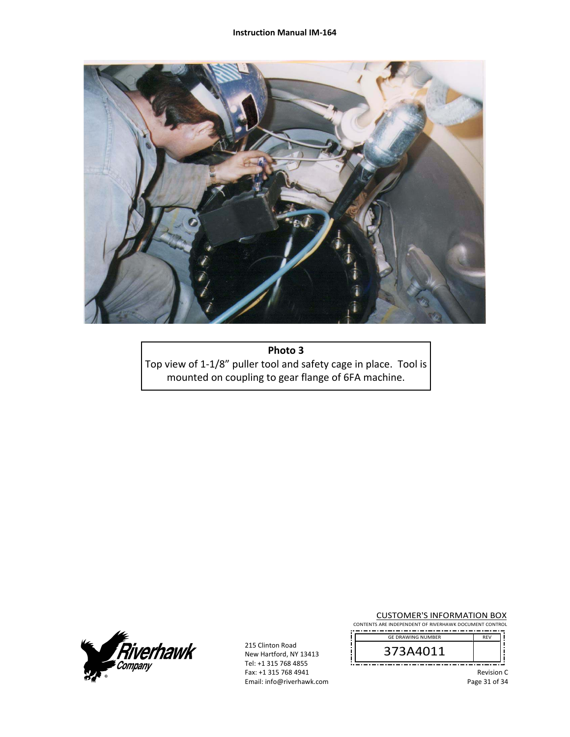**Photo 3**

Top view of 1-1/8” puller tool and safety cage in place. Tool is mounted on coupling to gear flange of 6FA machine.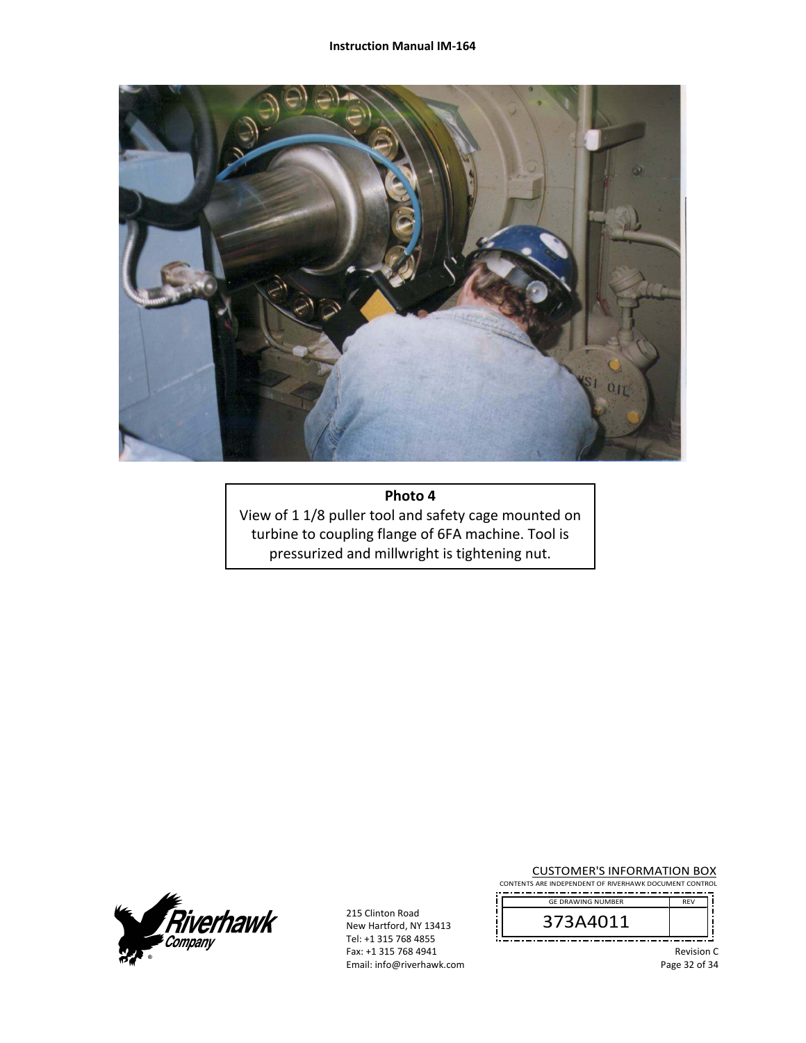**Photo 4**

View of 1 1/8 puller tool and safety cage mounted on turbine to coupling flange of 6FA machine. Tool is pressurized and millwright is tightening nut.

215 Clinton Road
New Hartford, NY 13413
Tel: +1 315 768 4855
Fax: +1 315 768 4941
Email: info@riverhawk.com

CUSTOMER'S INFORMATION BOX
CONTENTS ARE INDEPENDENT OF RIVERHAWK DOCUMENT CONTROL

| GE DRAWING NUMBER | REV |
|---|---|
| 373A4011 | |

Revision C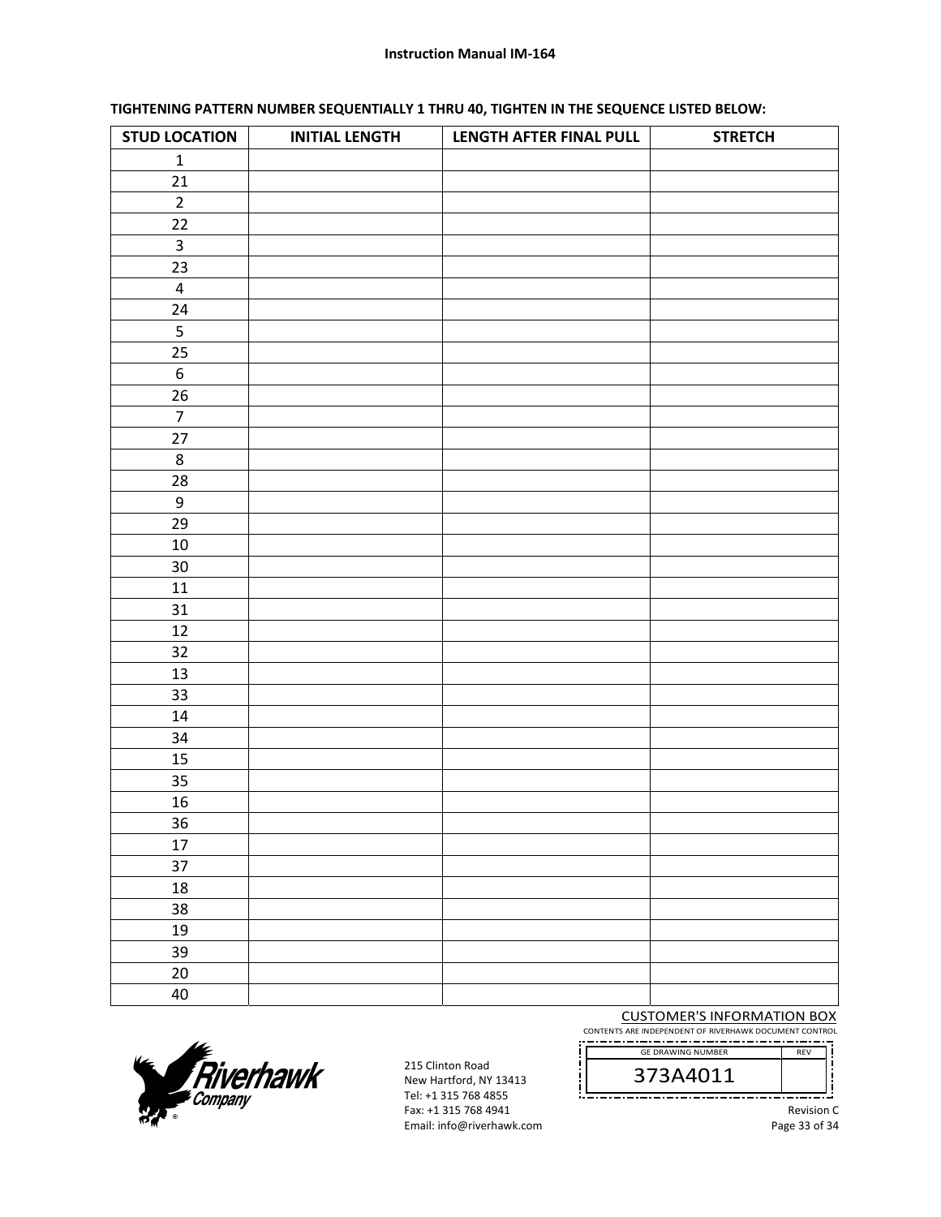**TIGHTENING PATTERN NUMBER SEQUENTIALLY 1 THRU 40, TIGHTEN IN THE SEQUENCE LISTED BELOW:**

| STUD LOCATION | INITIAL LENGTH | LENGTH AFTER FINAL PULL | STRETCH |
|---|---|---|---|
| 1 | | | |
| 21 | | | |
| 2 | | | |
| 22 | | | |
| 3 | | | |
| 23 | | | |
| 4 | | | |
| 24 | | | |
| 5 | | | |
| 25 | | | |
| 6 | | | |
| 26 | | | |
| 7 | | | |
| 27 | | | |
| 8 | | | |
| 28 | | | |
| 9 | | | |
| 29 | | | |
| 10 | | | |
| 30 | | | |
| 11 | | | |
| 31 | | | |
| 12 | | | |
| 32 | | | |
| 13 | | | |
| 33 | | | |
| 14 | | | |
| 34 | | | |
| 15 | | | |
| 35 | | | |
| 16 | | | |
| 36 | | | |
| 17 | | | |
| 37 | | | |
| 18 | | | |
| 38 | | | |
| 19 | | | |
| 39 | | | |
| 20 | | | |
| 40 | | | |

CUSTOMER'S INFORMATION BOX
CONTENTS ARE INDEPENDENT OF RIVERHAWK DOCUMENT CONTROL

| GE DRAWING NUMBER | REV |
|---|---|
| 373A4011 | |

215 Clinton Road
New Hartford, NY 13413
Tel: +1 315 768 4855
Fax: +1 315 768 4941
Email: info@riverhawk.com

Revision C